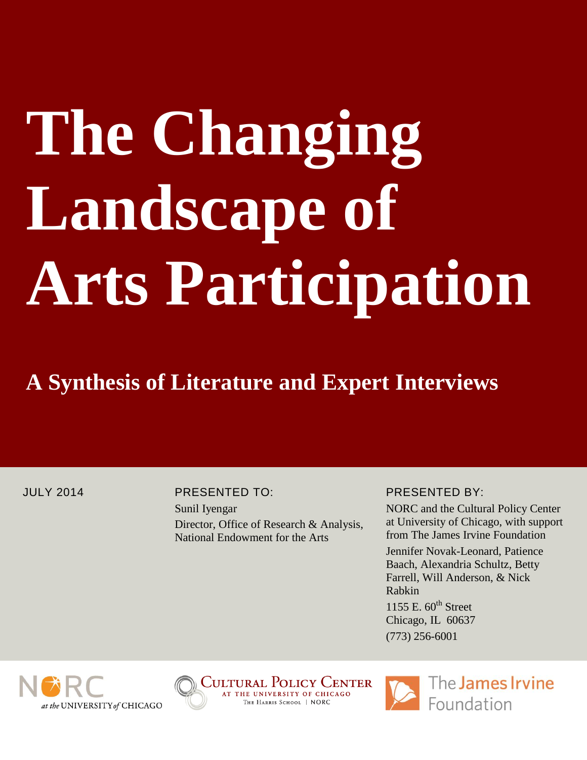# The Changing Landscape of Arts Participation

## A Synthesis of Literature and Expert Interviews

JULY 2014

PRESENTED TO:

Sunil Iyengar
Director, Office of Research & Analysis,
National Endowment for the Arts

PRESENTED BY:

NORC and the Cultural Policy Center at University of Chicago, with support from The James Irvine Foundation

Jennifer Novak-Leonard, Patience Baach, Alexandria Schultz, Betty Farrell, Will Anderson, & Nick Rabkin

1155 E. 60th Street
Chicago, IL 60637
(773) 256-6001

NORC at the UNIVERSITY of CHICAGO

CULTURAL POLICY CENTER AT THE UNIVERSITY OF CHICAGO
THE HARRIS SCHOOL | NORC

The James Irvine Foundation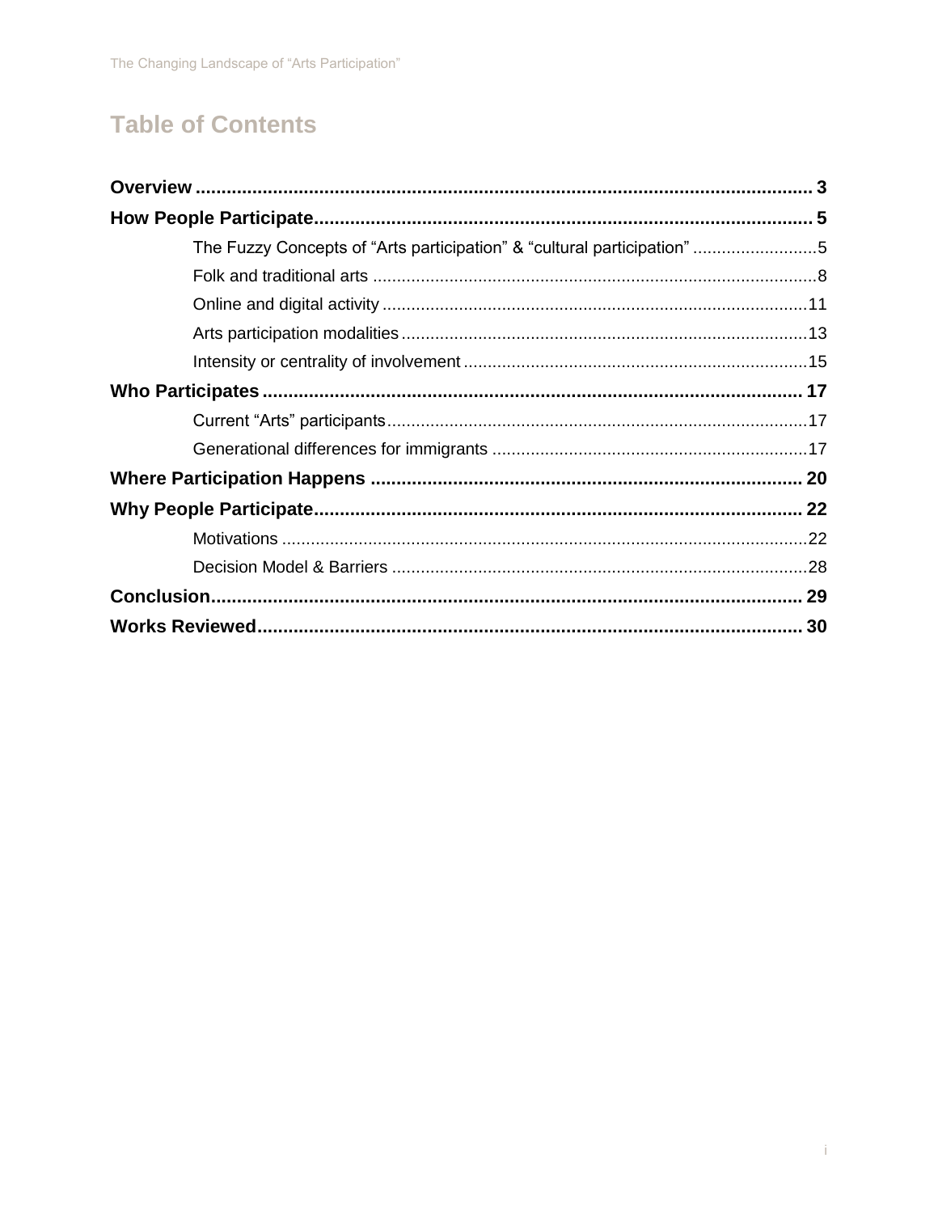# Table of Contents

**Overview** ... 3

**How People Participate** ... 5

- The Fuzzy Concepts of “Arts participation” & “cultural participation” ... 5
- Folk and traditional arts ... 8
- Online and digital activity ... 11
- Arts participation modalities ... 13
- Intensity or centrality of involvement ... 15

**Who Participates** ... 17

- Current “Arts” participants ... 17
- Generational differences for immigrants ... 17

**Where Participation Happens** ... 20

**Why People Participate** ... 22

- Motivations ... 22
- Decision Model & Barriers ... 28

**Conclusion** ... 29

**Works Reviewed** ... 30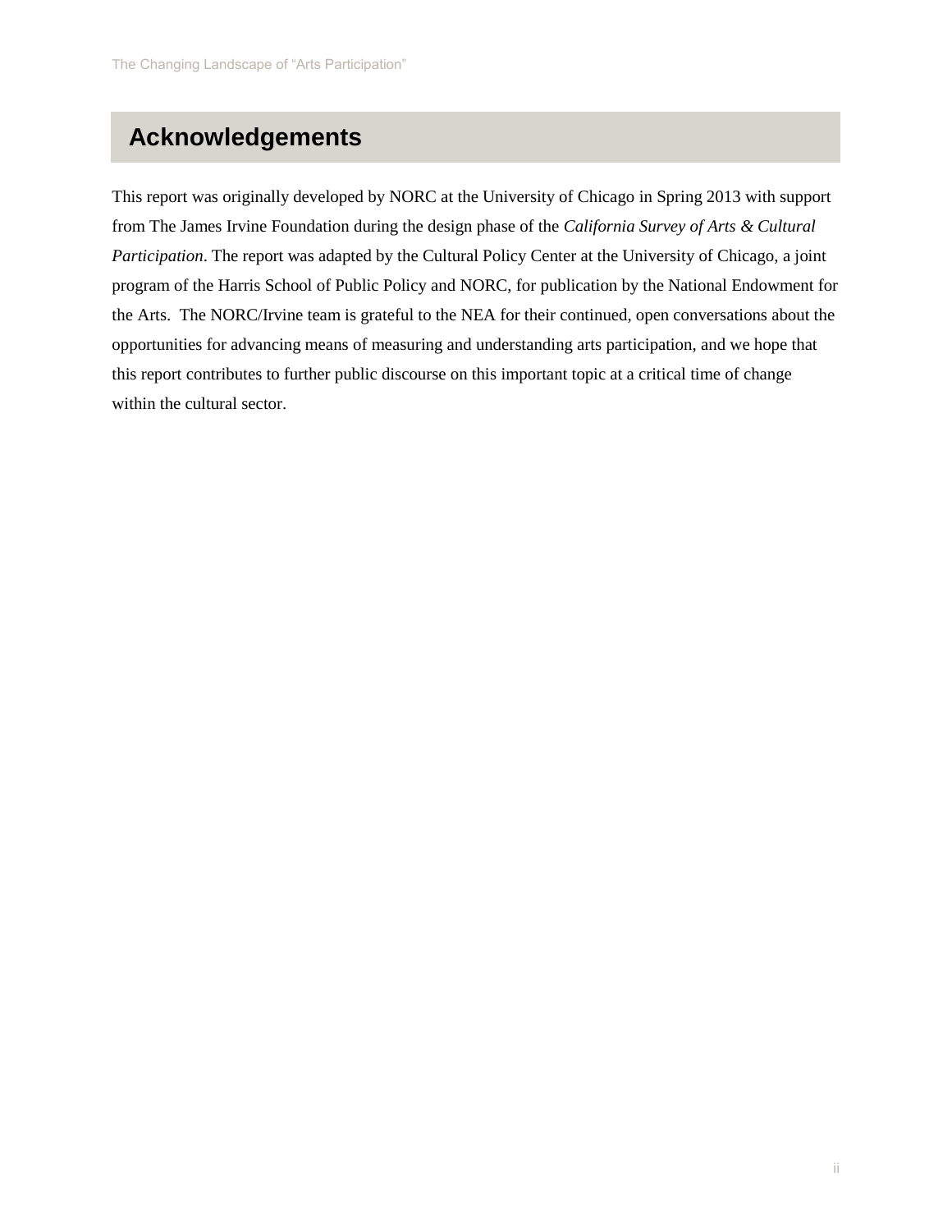## Acknowledgements

This report was originally developed by NORC at the University of Chicago in Spring 2013 with support from The James Irvine Foundation during the design phase of the *California Survey of Arts & Cultural Participation*. The report was adapted by the Cultural Policy Center at the University of Chicago, a joint program of the Harris School of Public Policy and NORC, for publication by the National Endowment for the Arts. The NORC/Irvine team is grateful to the NEA for their continued, open conversations about the opportunities for advancing means of measuring and understanding arts participation, and we hope that this report contributes to further public discourse on this important topic at a critical time of change within the cultural sector.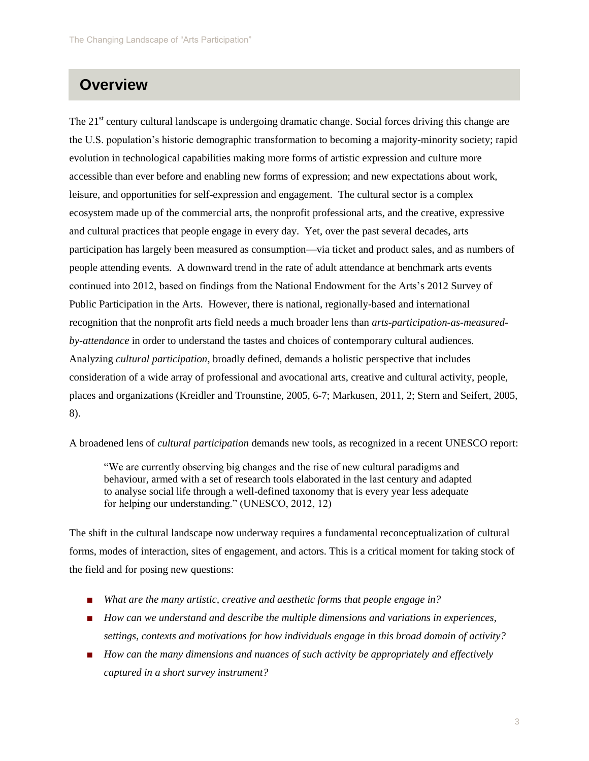## Overview

The 21st century cultural landscape is undergoing dramatic change. Social forces driving this change are the U.S. population's historic demographic transformation to becoming a majority-minority society; rapid evolution in technological capabilities making more forms of artistic expression and culture more accessible than ever before and enabling new forms of expression; and new expectations about work, leisure, and opportunities for self-expression and engagement. The cultural sector is a complex ecosystem made up of the commercial arts, the nonprofit professional arts, and the creative, expressive and cultural practices that people engage in every day. Yet, over the past several decades, arts participation has largely been measured as consumption—via ticket and product sales, and as numbers of people attending events. A downward trend in the rate of adult attendance at benchmark arts events continued into 2012, based on findings from the National Endowment for the Arts's 2012 Survey of Public Participation in the Arts. However, there is national, regionally-based and international recognition that the nonprofit arts field needs a much broader lens than *arts-participation-as-measured-by-attendance* in order to understand the tastes and choices of contemporary cultural audiences. Analyzing *cultural participation*, broadly defined, demands a holistic perspective that includes consideration of a wide array of professional and avocational arts, creative and cultural activity, people, places and organizations (Kreidler and Trounstine, 2005, 6-7; Markusen, 2011, 2; Stern and Seifert, 2005, 8).

A broadened lens of *cultural participation* demands new tools, as recognized in a recent UNESCO report:

> "We are currently observing big changes and the rise of new cultural paradigms and behaviour, armed with a set of research tools elaborated in the last century and adapted to analyse social life through a well-defined taxonomy that is every year less adequate for helping our understanding." (UNESCO, 2012, 12)

The shift in the cultural landscape now underway requires a fundamental reconceptualization of cultural forms, modes of interaction, sites of engagement, and actors. This is a critical moment for taking stock of the field and for posing new questions:

- *What are the many artistic, creative and aesthetic forms that people engage in?*
- *How can we understand and describe the multiple dimensions and variations in experiences, settings, contexts and motivations for how individuals engage in this broad domain of activity?*
- *How can the many dimensions and nuances of such activity be appropriately and effectively captured in a short survey instrument?*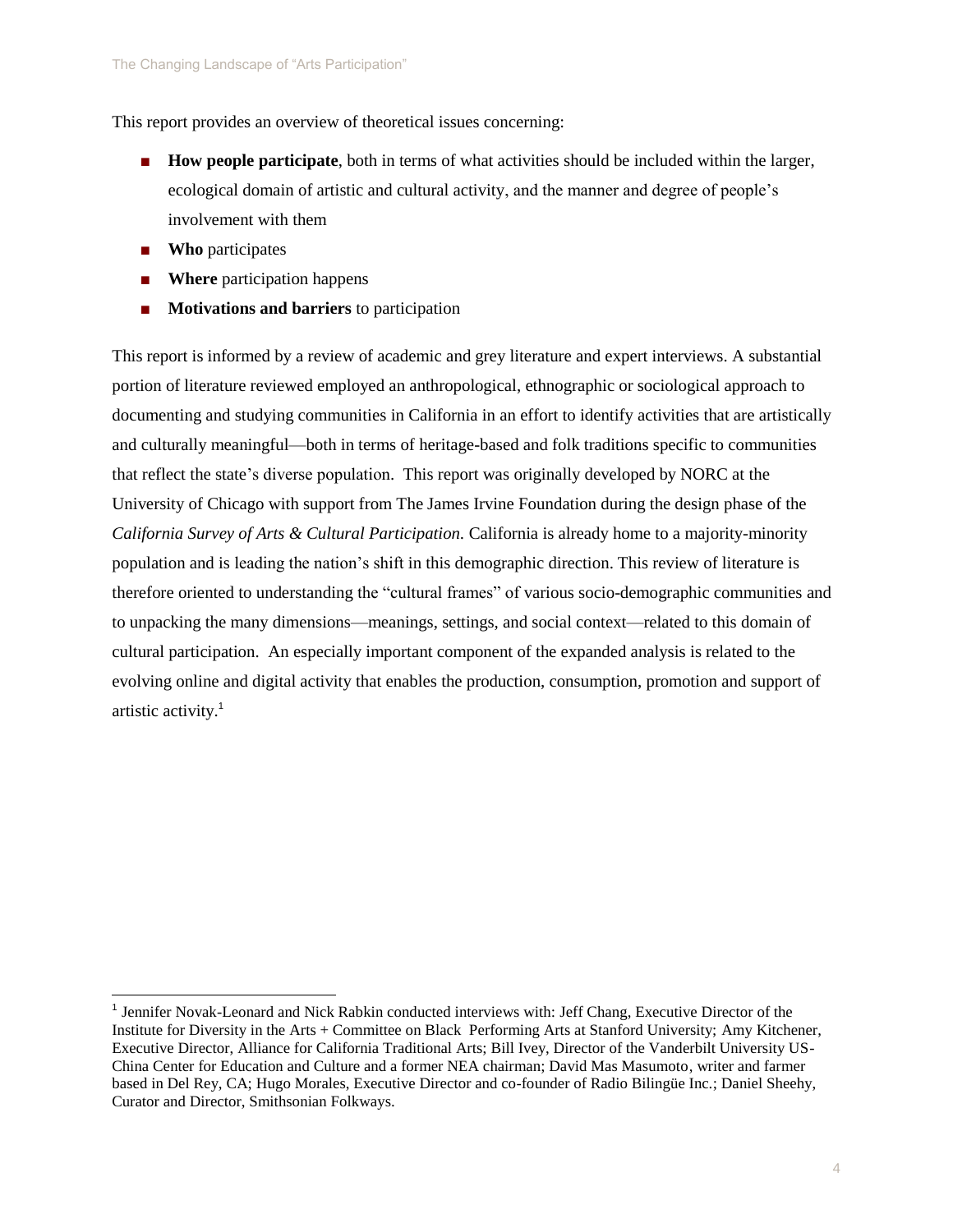This report provides an overview of theoretical issues concerning:

- **How people participate**, both in terms of what activities should be included within the larger, ecological domain of artistic and cultural activity, and the manner and degree of people's involvement with them
- **Who** participates
- **Where** participation happens
- **Motivations and barriers** to participation

This report is informed by a review of academic and grey literature and expert interviews. A substantial portion of literature reviewed employed an anthropological, ethnographic or sociological approach to documenting and studying communities in California in an effort to identify activities that are artistically and culturally meaningful—both in terms of heritage-based and folk traditions specific to communities that reflect the state's diverse population. This report was originally developed by NORC at the University of Chicago with support from The James Irvine Foundation during the design phase of the *California Survey of Arts & Cultural Participation.* California is already home to a majority-minority population and is leading the nation's shift in this demographic direction. This review of literature is therefore oriented to understanding the "cultural frames" of various socio-demographic communities and to unpacking the many dimensions—meanings, settings, and social context—related to this domain of cultural participation. An especially important component of the expanded analysis is related to the evolving online and digital activity that enables the production, consumption, promotion and support of artistic activity.[1]

---

[1] Jennifer Novak-Leonard and Nick Rabkin conducted interviews with: Jeff Chang, Executive Director of the Institute for Diversity in the Arts + Committee on Black Performing Arts at Stanford University; Amy Kitchener, Executive Director, Alliance for California Traditional Arts; Bill Ivey, Director of the Vanderbilt University US-China Center for Education and Culture and a former NEA chairman; David Mas Masumoto, writer and farmer based in Del Rey, CA; Hugo Morales, Executive Director and co-founder of Radio Bilingüe Inc.; Daniel Sheehy, Curator and Director, Smithsonian Folkways.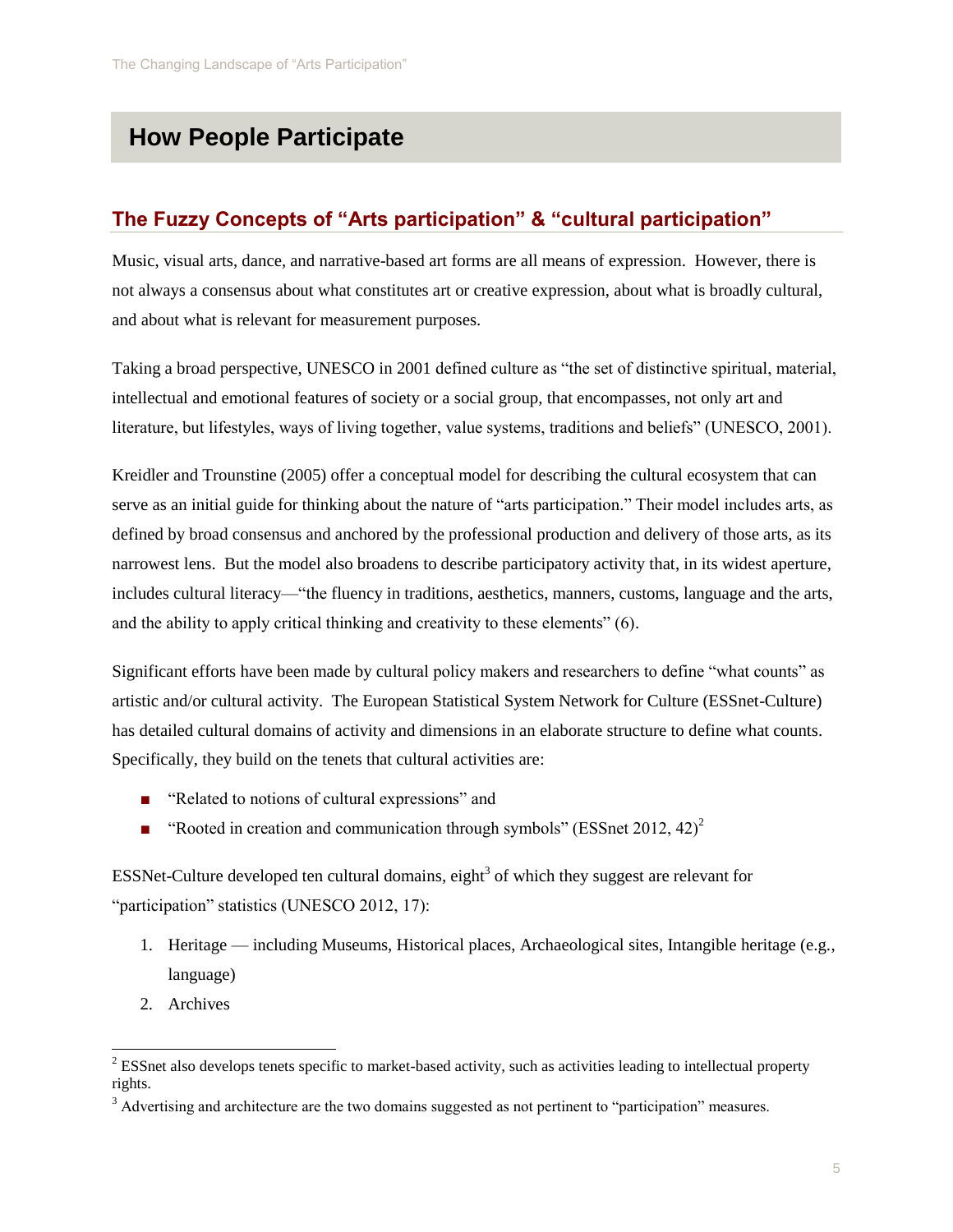# How People Participate

## The Fuzzy Concepts of "Arts participation" & "cultural participation"

Music, visual arts, dance, and narrative-based art forms are all means of expression. However, there is not always a consensus about what constitutes art or creative expression, about what is broadly cultural, and about what is relevant for measurement purposes.

Taking a broad perspective, UNESCO in 2001 defined culture as "the set of distinctive spiritual, material, intellectual and emotional features of society or a social group, that encompasses, not only art and literature, but lifestyles, ways of living together, value systems, traditions and beliefs" (UNESCO, 2001).

Kreidler and Trounstine (2005) offer a conceptual model for describing the cultural ecosystem that can serve as an initial guide for thinking about the nature of "arts participation." Their model includes arts, as defined by broad consensus and anchored by the professional production and delivery of those arts, as its narrowest lens. But the model also broadens to describe participatory activity that, in its widest aperture, includes cultural literacy—"the fluency in traditions, aesthetics, manners, customs, language and the arts, and the ability to apply critical thinking and creativity to these elements" (6).

Significant efforts have been made by cultural policy makers and researchers to define "what counts" as artistic and/or cultural activity. The European Statistical System Network for Culture (ESSnet-Culture) has detailed cultural domains of activity and dimensions in an elaborate structure to define what counts. Specifically, they build on the tenets that cultural activities are:

- "Related to notions of cultural expressions" and
- "Rooted in creation and communication through symbols" (ESSnet 2012, 42)[2]

ESSNet-Culture developed ten cultural domains, eight[3] of which they suggest are relevant for "participation" statistics (UNESCO 2012, 17):

1. Heritage — including Museums, Historical places, Archaeological sites, Intangible heritage (e.g., language)
2. Archives

[2] ESSnet also develops tenets specific to market-based activity, such as activities leading to intellectual property rights.

[3] Advertising and architecture are the two domains suggested as not pertinent to "participation" measures.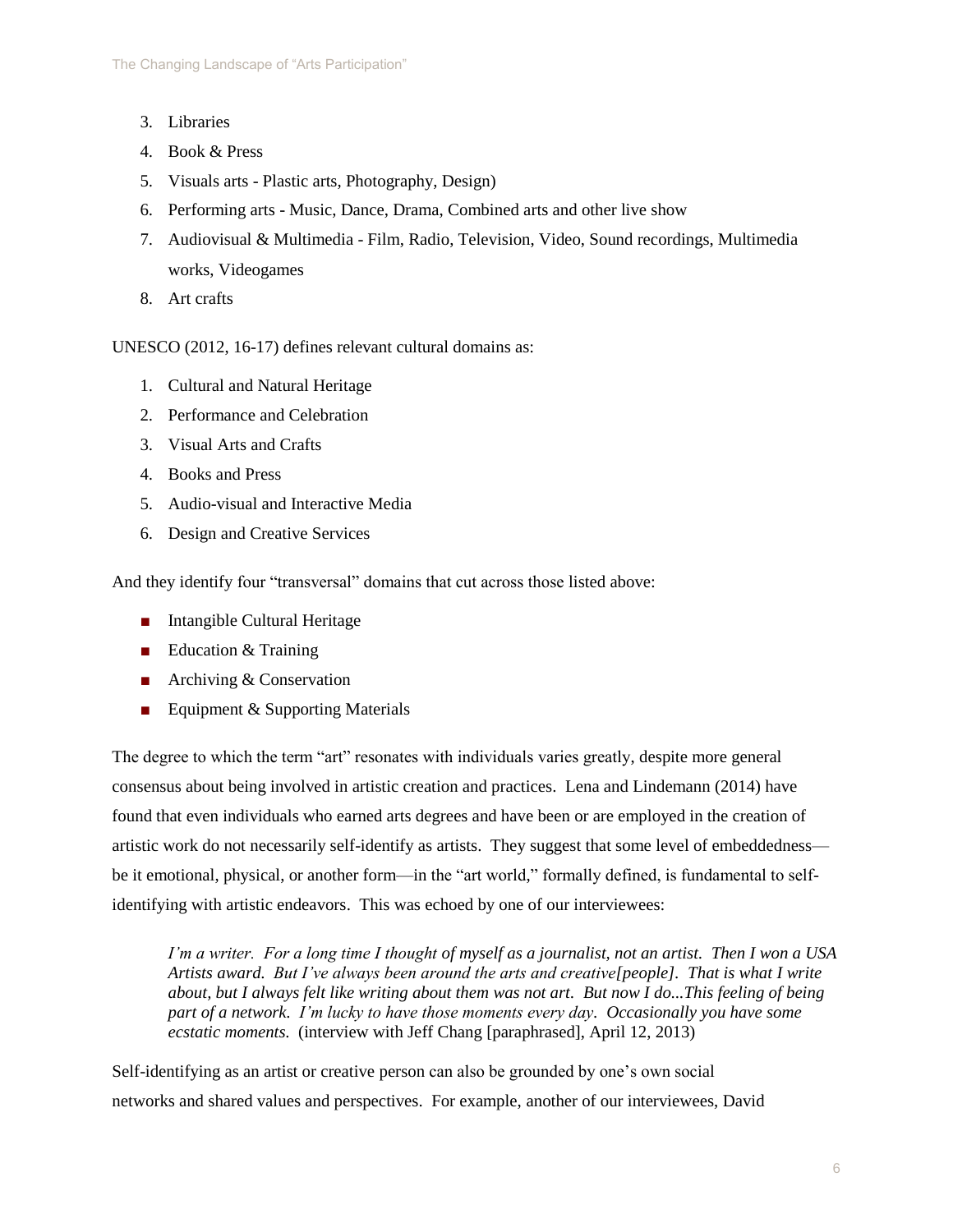3. Libraries
4. Book & Press
5. Visuals arts - Plastic arts, Photography, Design)
6. Performing arts - Music, Dance, Drama, Combined arts and other live show
7. Audiovisual & Multimedia - Film, Radio, Television, Video, Sound recordings, Multimedia works, Videogames
8. Art crafts

UNESCO (2012, 16-17) defines relevant cultural domains as:

1. Cultural and Natural Heritage
2. Performance and Celebration
3. Visual Arts and Crafts
4. Books and Press
5. Audio-visual and Interactive Media
6. Design and Creative Services

And they identify four "transversal" domains that cut across those listed above:

- Intangible Cultural Heritage
- Education & Training
- Archiving & Conservation
- Equipment & Supporting Materials

The degree to which the term "art" resonates with individuals varies greatly, despite more general consensus about being involved in artistic creation and practices. Lena and Lindemann (2014) have found that even individuals who earned arts degrees and have been or are employed in the creation of artistic work do not necessarily self-identify as artists. They suggest that some level of embeddedness—be it emotional, physical, or another form—in the "art world," formally defined, is fundamental to self-identifying with artistic endeavors. This was echoed by one of our interviewees:

> *I'm a writer. For a long time I thought of myself as a journalist, not an artist. Then I won a USA Artists award. But I've always been around the arts and creative[people]. That is what I write about, but I always felt like writing about them was not art. But now I do...This feeling of being part of a network. I'm lucky to have those moments every day. Occasionally you have some ecstatic moments.* (interview with Jeff Chang [paraphrased], April 12, 2013)

Self-identifying as an artist or creative person can also be grounded by one's own social networks and shared values and perspectives. For example, another of our interviewees, David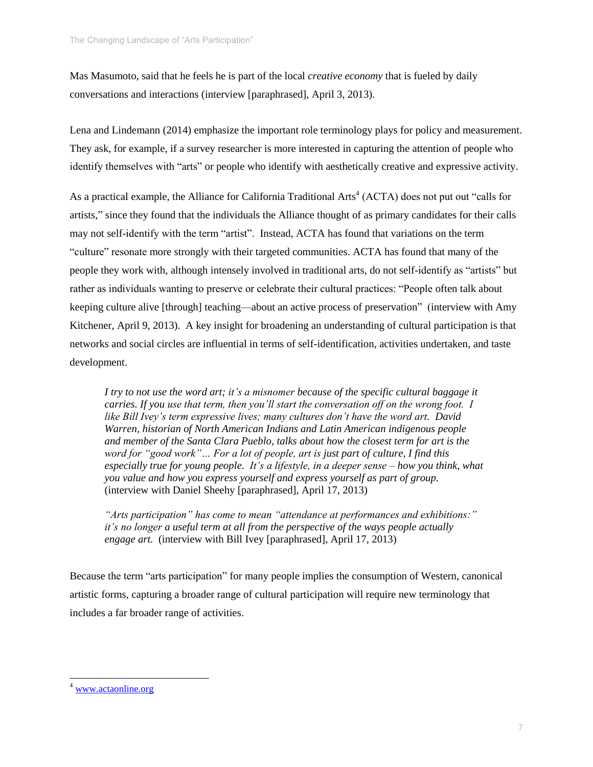Mas Masumoto, said that he feels he is part of the local *creative economy* that is fueled by daily conversations and interactions (interview [paraphrased], April 3, 2013).

Lena and Lindemann (2014) emphasize the important role terminology plays for policy and measurement. They ask, for example, if a survey researcher is more interested in capturing the attention of people who identify themselves with "arts" or people who identify with aesthetically creative and expressive activity.

As a practical example, the Alliance for California Traditional Arts[4] (ACTA) does not put out "calls for artists," since they found that the individuals the Alliance thought of as primary candidates for their calls may not self-identify with the term "artist". Instead, ACTA has found that variations on the term "culture" resonate more strongly with their targeted communities. ACTA has found that many of the people they work with, although intensely involved in traditional arts, do not self-identify as "artists" but rather as individuals wanting to preserve or celebrate their cultural practices: "People often talk about keeping culture alive [through] teaching—about an active process of preservation" (interview with Amy Kitchener, April 9, 2013). A key insight for broadening an understanding of cultural participation is that networks and social circles are influential in terms of self-identification, activities undertaken, and taste development.

> *I try to not use the word art; it's a misnomer because of the specific cultural baggage it carries. If you use that term, then you'll start the conversation off on the wrong foot. I like Bill Ivey's term expressive lives; many cultures don't have the word art. David Warren, historian of North American Indians and Latin American indigenous people and member of the Santa Clara Pueblo, talks about how the closest term for art is the word for "good work"… For a lot of people, art is just part of culture, I find this especially true for young people. It's a lifestyle, in a deeper sense – how you think, what you value and how you express yourself and express yourself as part of group.* (interview with Daniel Sheehy [paraphrased], April 17, 2013)

> *"Arts participation" has come to mean "attendance at performances and exhibitions:" it's no longer a useful term at all from the perspective of the ways people actually engage art.* (interview with Bill Ivey [paraphrased], April 17, 2013)

Because the term "arts participation" for many people implies the consumption of Western, canonical artistic forms, capturing a broader range of cultural participation will require new terminology that includes a far broader range of activities.

---

[4] www.actaonline.org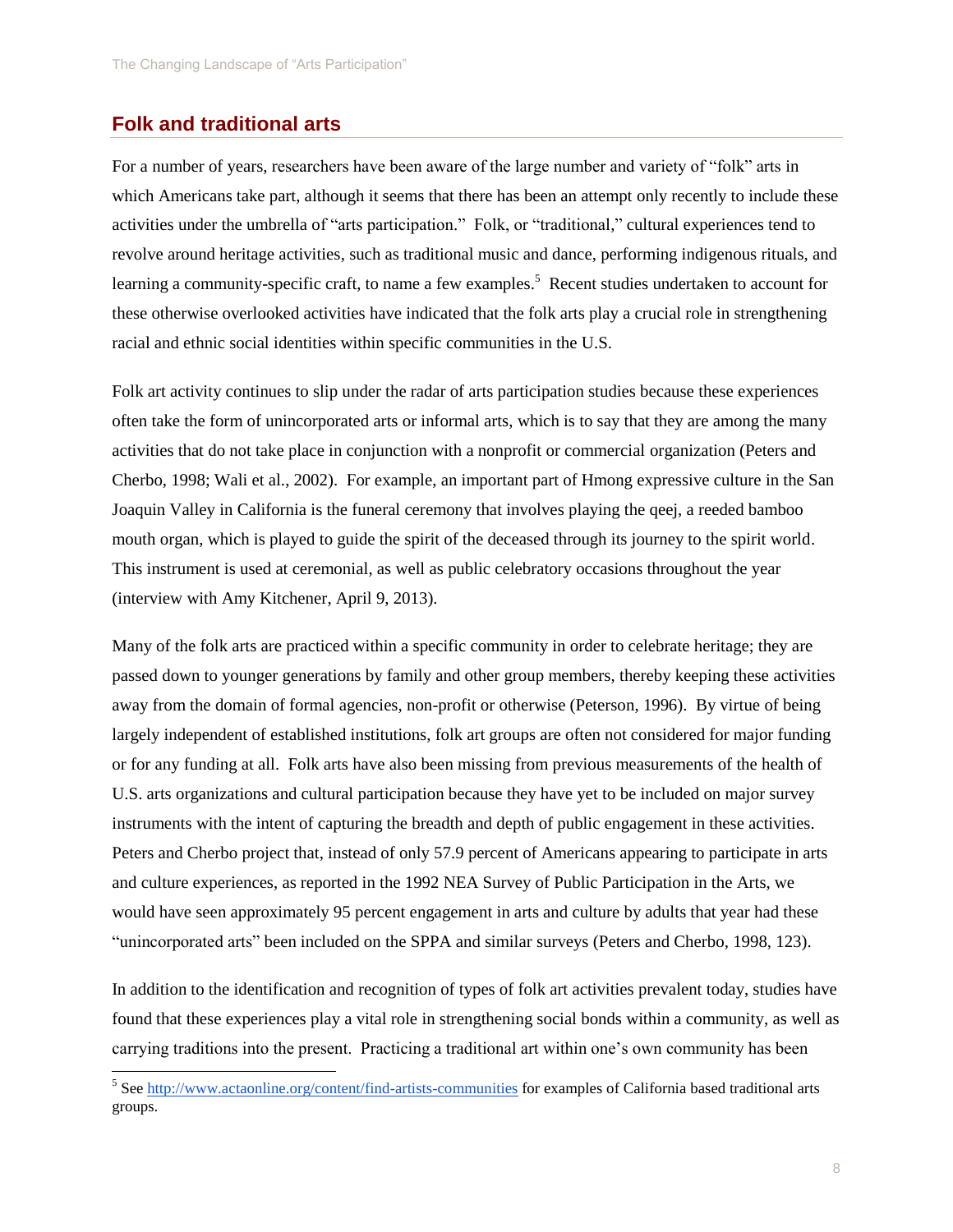## Folk and traditional arts

For a number of years, researchers have been aware of the large number and variety of "folk" arts in which Americans take part, although it seems that there has been an attempt only recently to include these activities under the umbrella of "arts participation." Folk, or "traditional," cultural experiences tend to revolve around heritage activities, such as traditional music and dance, performing indigenous rituals, and learning a community-specific craft, to name a few examples.[5] Recent studies undertaken to account for these otherwise overlooked activities have indicated that the folk arts play a crucial role in strengthening racial and ethnic social identities within specific communities in the U.S.

Folk art activity continues to slip under the radar of arts participation studies because these experiences often take the form of unincorporated arts or informal arts, which is to say that they are among the many activities that do not take place in conjunction with a nonprofit or commercial organization (Peters and Cherbo, 1998; Wali et al., 2002). For example, an important part of Hmong expressive culture in the San Joaquin Valley in California is the funeral ceremony that involves playing the qeej, a reeded bamboo mouth organ, which is played to guide the spirit of the deceased through its journey to the spirit world. This instrument is used at ceremonial, as well as public celebratory occasions throughout the year (interview with Amy Kitchener, April 9, 2013).

Many of the folk arts are practiced within a specific community in order to celebrate heritage; they are passed down to younger generations by family and other group members, thereby keeping these activities away from the domain of formal agencies, non-profit or otherwise (Peterson, 1996). By virtue of being largely independent of established institutions, folk art groups are often not considered for major funding or for any funding at all. Folk arts have also been missing from previous measurements of the health of U.S. arts organizations and cultural participation because they have yet to be included on major survey instruments with the intent of capturing the breadth and depth of public engagement in these activities. Peters and Cherbo project that, instead of only 57.9 percent of Americans appearing to participate in arts and culture experiences, as reported in the 1992 NEA Survey of Public Participation in the Arts, we would have seen approximately 95 percent engagement in arts and culture by adults that year had these "unincorporated arts" been included on the SPPA and similar surveys (Peters and Cherbo, 1998, 123).

In addition to the identification and recognition of types of folk art activities prevalent today, studies have found that these experiences play a vital role in strengthening social bonds within a community, as well as carrying traditions into the present. Practicing a traditional art within one's own community has been

[5] See http://www.actaonline.org/content/find-artists-communities for examples of California based traditional arts groups.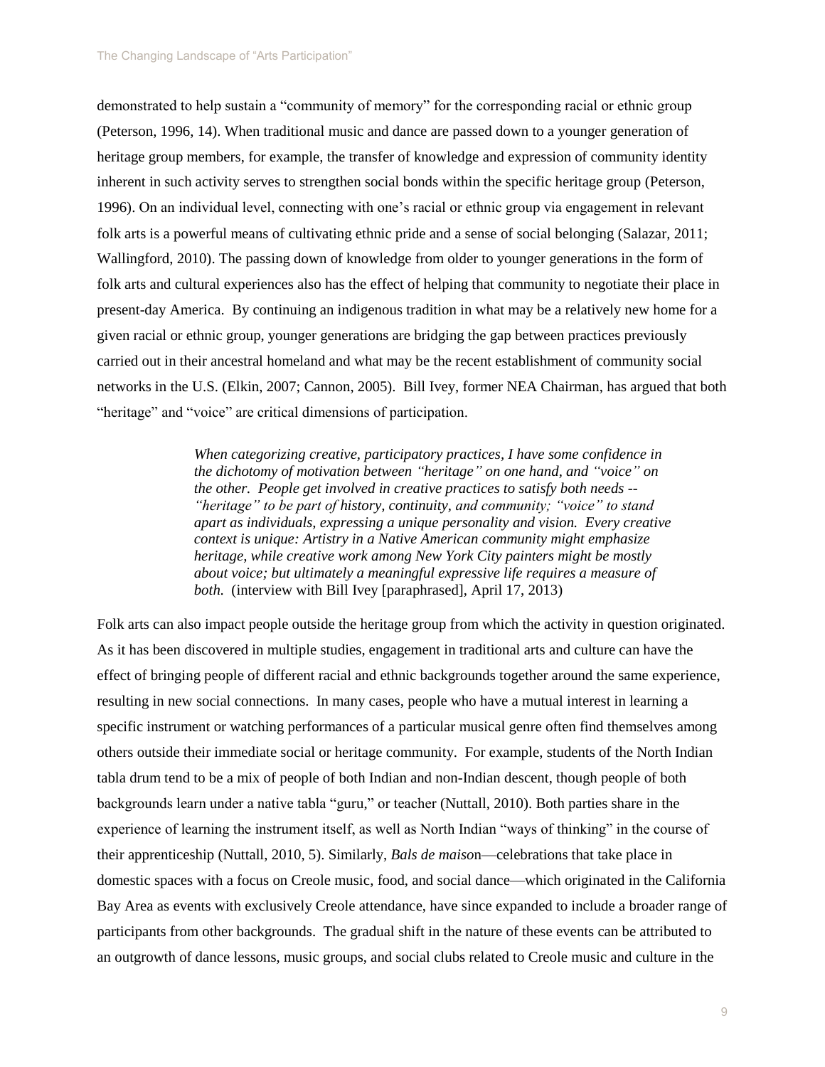demonstrated to help sustain a "community of memory" for the corresponding racial or ethnic group (Peterson, 1996, 14). When traditional music and dance are passed down to a younger generation of heritage group members, for example, the transfer of knowledge and expression of community identity inherent in such activity serves to strengthen social bonds within the specific heritage group (Peterson, 1996). On an individual level, connecting with one's racial or ethnic group via engagement in relevant folk arts is a powerful means of cultivating ethnic pride and a sense of social belonging (Salazar, 2011; Wallingford, 2010). The passing down of knowledge from older to younger generations in the form of folk arts and cultural experiences also has the effect of helping that community to negotiate their place in present-day America. By continuing an indigenous tradition in what may be a relatively new home for a given racial or ethnic group, younger generations are bridging the gap between practices previously carried out in their ancestral homeland and what may be the recent establishment of community social networks in the U.S. (Elkin, 2007; Cannon, 2005). Bill Ivey, former NEA Chairman, has argued that both "heritage" and "voice" are critical dimensions of participation.

> *When categorizing creative, participatory practices, I have some confidence in the dichotomy of motivation between "heritage" on one hand, and "voice" on the other. People get involved in creative practices to satisfy both needs -- "heritage" to be part of history, continuity, and community; "voice" to stand apart as individuals, expressing a unique personality and vision. Every creative context is unique: Artistry in a Native American community might emphasize heritage, while creative work among New York City painters might be mostly about voice; but ultimately a meaningful expressive life requires a measure of both.* (interview with Bill Ivey [paraphrased], April 17, 2013)

Folk arts can also impact people outside the heritage group from which the activity in question originated. As it has been discovered in multiple studies, engagement in traditional arts and culture can have the effect of bringing people of different racial and ethnic backgrounds together around the same experience, resulting in new social connections. In many cases, people who have a mutual interest in learning a specific instrument or watching performances of a particular musical genre often find themselves among others outside their immediate social or heritage community. For example, students of the North Indian tabla drum tend to be a mix of people of both Indian and non-Indian descent, though people of both backgrounds learn under a native tabla "guru," or teacher (Nuttall, 2010). Both parties share in the experience of learning the instrument itself, as well as North Indian "ways of thinking" in the course of their apprenticeship (Nuttall, 2010, 5). Similarly, *Bals de maison*—celebrations that take place in domestic spaces with a focus on Creole music, food, and social dance—which originated in the California Bay Area as events with exclusively Creole attendance, have since expanded to include a broader range of participants from other backgrounds. The gradual shift in the nature of these events can be attributed to an outgrowth of dance lessons, music groups, and social clubs related to Creole music and culture in the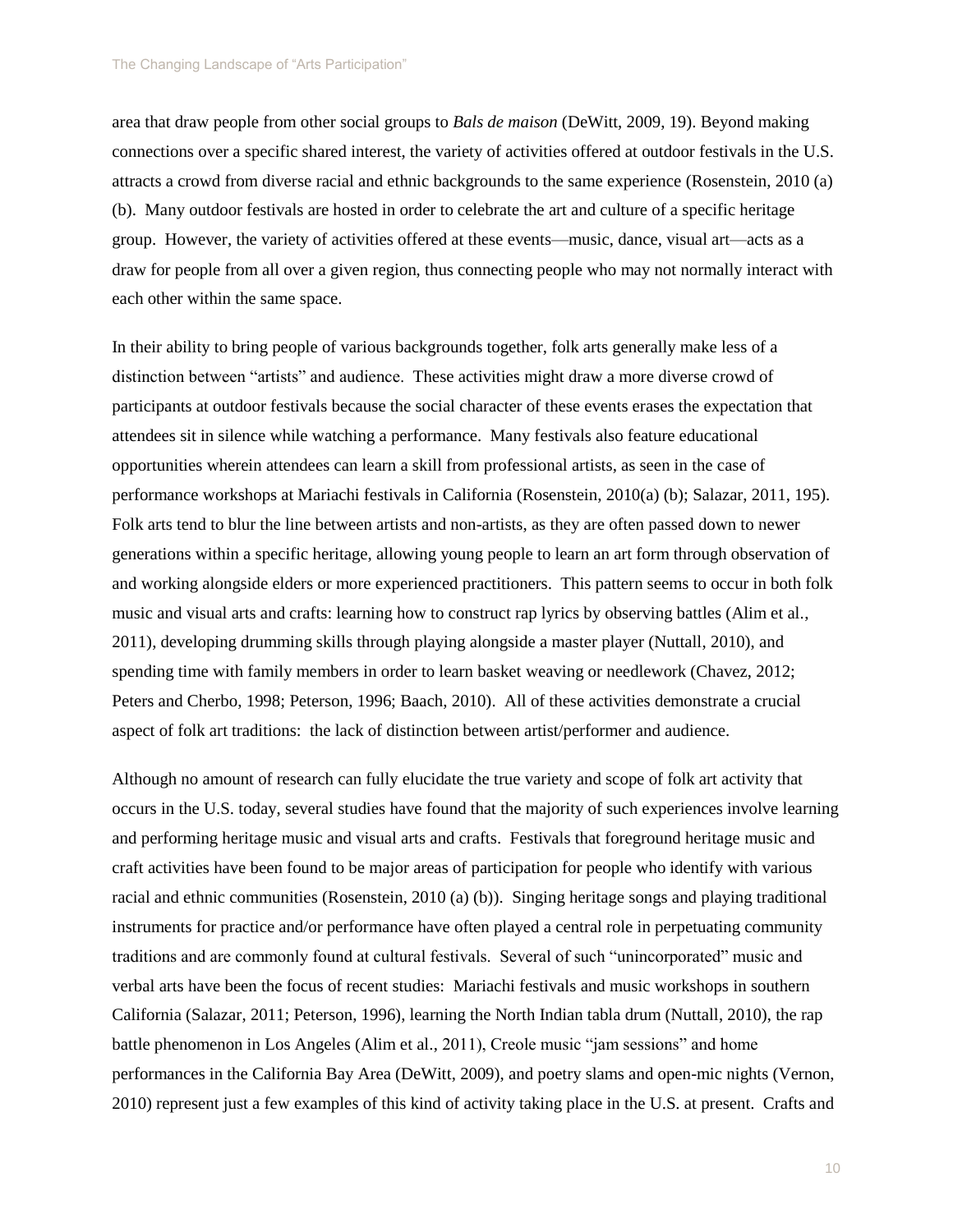area that draw people from other social groups to *Bals de maison* (DeWitt, 2009, 19). Beyond making connections over a specific shared interest, the variety of activities offered at outdoor festivals in the U.S. attracts a crowd from diverse racial and ethnic backgrounds to the same experience (Rosenstein, 2010 (a) (b). Many outdoor festivals are hosted in order to celebrate the art and culture of a specific heritage group. However, the variety of activities offered at these events—music, dance, visual art—acts as a draw for people from all over a given region, thus connecting people who may not normally interact with each other within the same space.

In their ability to bring people of various backgrounds together, folk arts generally make less of a distinction between "artists" and audience. These activities might draw a more diverse crowd of participants at outdoor festivals because the social character of these events erases the expectation that attendees sit in silence while watching a performance. Many festivals also feature educational opportunities wherein attendees can learn a skill from professional artists, as seen in the case of performance workshops at Mariachi festivals in California (Rosenstein, 2010(a) (b); Salazar, 2011, 195). Folk arts tend to blur the line between artists and non-artists, as they are often passed down to newer generations within a specific heritage, allowing young people to learn an art form through observation of and working alongside elders or more experienced practitioners. This pattern seems to occur in both folk music and visual arts and crafts: learning how to construct rap lyrics by observing battles (Alim et al., 2011), developing drumming skills through playing alongside a master player (Nuttall, 2010), and spending time with family members in order to learn basket weaving or needlework (Chavez, 2012; Peters and Cherbo, 1998; Peterson, 1996; Baach, 2010). All of these activities demonstrate a crucial aspect of folk art traditions: the lack of distinction between artist/performer and audience.

Although no amount of research can fully elucidate the true variety and scope of folk art activity that occurs in the U.S. today, several studies have found that the majority of such experiences involve learning and performing heritage music and visual arts and crafts. Festivals that foreground heritage music and craft activities have been found to be major areas of participation for people who identify with various racial and ethnic communities (Rosenstein, 2010 (a) (b)). Singing heritage songs and playing traditional instruments for practice and/or performance have often played a central role in perpetuating community traditions and are commonly found at cultural festivals. Several of such "unincorporated" music and verbal arts have been the focus of recent studies: Mariachi festivals and music workshops in southern California (Salazar, 2011; Peterson, 1996), learning the North Indian tabla drum (Nuttall, 2010), the rap battle phenomenon in Los Angeles (Alim et al., 2011), Creole music "jam sessions" and home performances in the California Bay Area (DeWitt, 2009), and poetry slams and open-mic nights (Vernon, 2010) represent just a few examples of this kind of activity taking place in the U.S. at present. Crafts and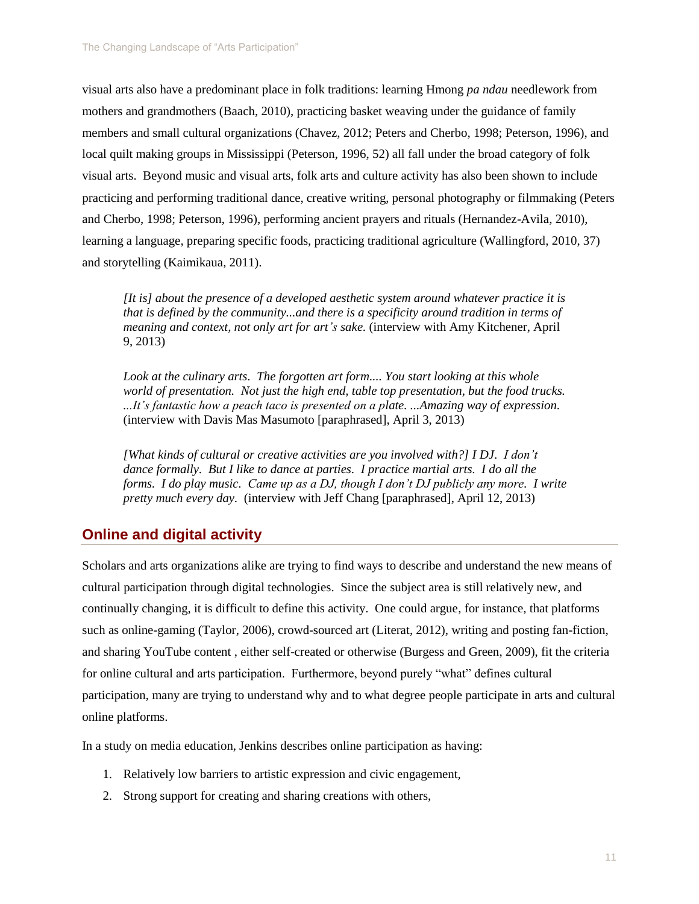visual arts also have a predominant place in folk traditions: learning Hmong *pa ndau* needlework from mothers and grandmothers (Baach, 2010), practicing basket weaving under the guidance of family members and small cultural organizations (Chavez, 2012; Peters and Cherbo, 1998; Peterson, 1996), and local quilt making groups in Mississippi (Peterson, 1996, 52) all fall under the broad category of folk visual arts. Beyond music and visual arts, folk arts and culture activity has also been shown to include practicing and performing traditional dance, creative writing, personal photography or filmmaking (Peters and Cherbo, 1998; Peterson, 1996), performing ancient prayers and rituals (Hernandez-Avila, 2010), learning a language, preparing specific foods, practicing traditional agriculture (Wallingford, 2010, 37) and storytelling (Kaimikaua, 2011).

> *[It is] about the presence of a developed aesthetic system around whatever practice it is that is defined by the community...and there is a specificity around tradition in terms of meaning and context, not only art for art's sake.* (interview with Amy Kitchener, April 9, 2013)

> *Look at the culinary arts. The forgotten art form.... You start looking at this whole world of presentation. Not just the high end, table top presentation, but the food trucks. ...It's fantastic how a peach taco is presented on a plate. ...Amazing way of expression.* (interview with Davis Mas Masumoto [paraphrased], April 3, 2013)

> *[What kinds of cultural or creative activities are you involved with?] I DJ. I don't dance formally. But I like to dance at parties. I practice martial arts. I do all the forms. I do play music. Came up as a DJ, though I don't DJ publicly any more. I write pretty much every day.* (interview with Jeff Chang [paraphrased], April 12, 2013)

## Online and digital activity

Scholars and arts organizations alike are trying to find ways to describe and understand the new means of cultural participation through digital technologies. Since the subject area is still relatively new, and continually changing, it is difficult to define this activity. One could argue, for instance, that platforms such as online-gaming (Taylor, 2006), crowd-sourced art (Literat, 2012), writing and posting fan-fiction, and sharing YouTube content , either self-created or otherwise (Burgess and Green, 2009), fit the criteria for online cultural and arts participation. Furthermore, beyond purely "what" defines cultural participation, many are trying to understand why and to what degree people participate in arts and cultural online platforms.

In a study on media education, Jenkins describes online participation as having:

1. Relatively low barriers to artistic expression and civic engagement,
2. Strong support for creating and sharing creations with others,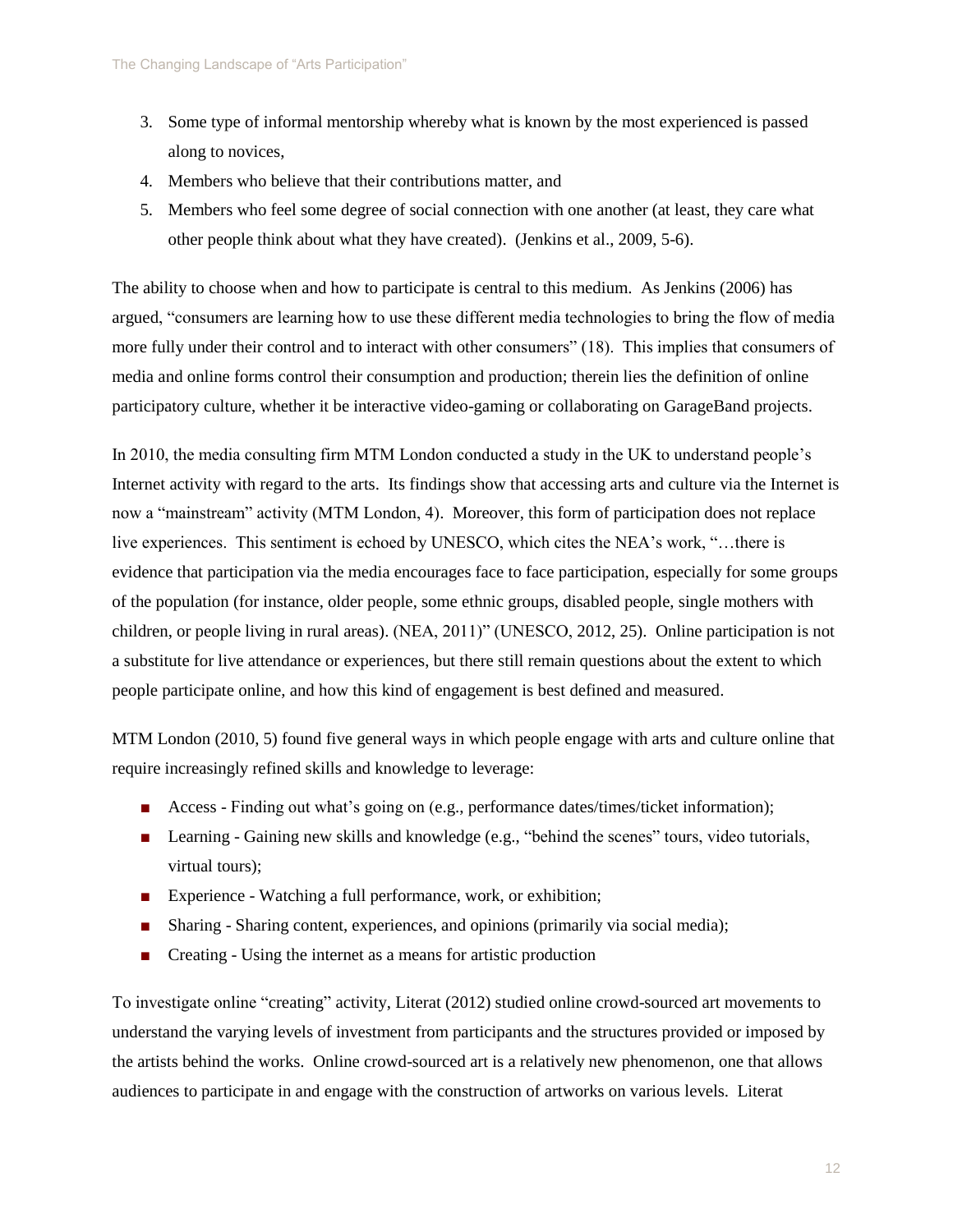3. Some type of informal mentorship whereby what is known by the most experienced is passed along to novices,
4. Members who believe that their contributions matter, and
5. Members who feel some degree of social connection with one another (at least, they care what other people think about what they have created). (Jenkins et al., 2009, 5-6).

The ability to choose when and how to participate is central to this medium. As Jenkins (2006) has argued, "consumers are learning how to use these different media technologies to bring the flow of media more fully under their control and to interact with other consumers" (18). This implies that consumers of media and online forms control their consumption and production; therein lies the definition of online participatory culture, whether it be interactive video-gaming or collaborating on GarageBand projects.

In 2010, the media consulting firm MTM London conducted a study in the UK to understand people's Internet activity with regard to the arts. Its findings show that accessing arts and culture via the Internet is now a "mainstream" activity (MTM London, 4). Moreover, this form of participation does not replace live experiences. This sentiment is echoed by UNESCO, which cites the NEA's work, "…there is evidence that participation via the media encourages face to face participation, especially for some groups of the population (for instance, older people, some ethnic groups, disabled people, single mothers with children, or people living in rural areas). (NEA, 2011)" (UNESCO, 2012, 25). Online participation is not a substitute for live attendance or experiences, but there still remain questions about the extent to which people participate online, and how this kind of engagement is best defined and measured.

MTM London (2010, 5) found five general ways in which people engage with arts and culture online that require increasingly refined skills and knowledge to leverage:

- Access - Finding out what's going on (e.g., performance dates/times/ticket information);
- Learning - Gaining new skills and knowledge (e.g., "behind the scenes" tours, video tutorials, virtual tours);
- Experience - Watching a full performance, work, or exhibition;
- Sharing - Sharing content, experiences, and opinions (primarily via social media);
- Creating - Using the internet as a means for artistic production

To investigate online "creating" activity, Literat (2012) studied online crowd-sourced art movements to understand the varying levels of investment from participants and the structures provided or imposed by the artists behind the works. Online crowd-sourced art is a relatively new phenomenon, one that allows audiences to participate in and engage with the construction of artworks on various levels. Literat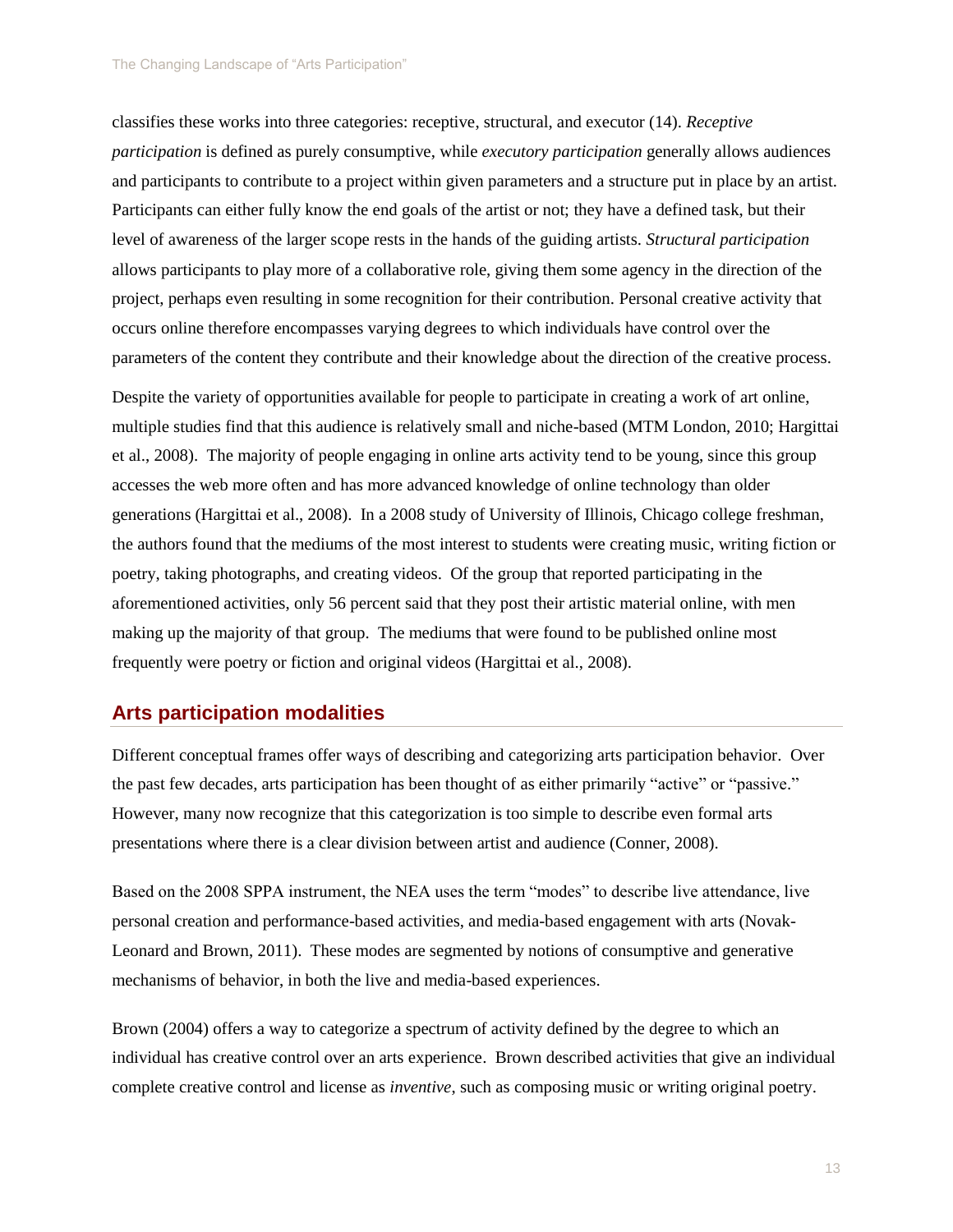classifies these works into three categories: receptive, structural, and executor (14). *Receptive participation* is defined as purely consumptive, while *executory participation* generally allows audiences and participants to contribute to a project within given parameters and a structure put in place by an artist. Participants can either fully know the end goals of the artist or not; they have a defined task, but their level of awareness of the larger scope rests in the hands of the guiding artists. *Structural participation* allows participants to play more of a collaborative role, giving them some agency in the direction of the project, perhaps even resulting in some recognition for their contribution. Personal creative activity that occurs online therefore encompasses varying degrees to which individuals have control over the parameters of the content they contribute and their knowledge about the direction of the creative process.

Despite the variety of opportunities available for people to participate in creating a work of art online, multiple studies find that this audience is relatively small and niche-based (MTM London, 2010; Hargittai et al., 2008). The majority of people engaging in online arts activity tend to be young, since this group accesses the web more often and has more advanced knowledge of online technology than older generations (Hargittai et al., 2008). In a 2008 study of University of Illinois, Chicago college freshman, the authors found that the mediums of the most interest to students were creating music, writing fiction or poetry, taking photographs, and creating videos. Of the group that reported participating in the aforementioned activities, only 56 percent said that they post their artistic material online, with men making up the majority of that group. The mediums that were found to be published online most frequently were poetry or fiction and original videos (Hargittai et al., 2008).

## Arts participation modalities

Different conceptual frames offer ways of describing and categorizing arts participation behavior. Over the past few decades, arts participation has been thought of as either primarily "active" or "passive." However, many now recognize that this categorization is too simple to describe even formal arts presentations where there is a clear division between artist and audience (Conner, 2008).

Based on the 2008 SPPA instrument, the NEA uses the term "modes" to describe live attendance, live personal creation and performance-based activities, and media-based engagement with arts (Novak-Leonard and Brown, 2011). These modes are segmented by notions of consumptive and generative mechanisms of behavior, in both the live and media-based experiences.

Brown (2004) offers a way to categorize a spectrum of activity defined by the degree to which an individual has creative control over an arts experience. Brown described activities that give an individual complete creative control and license as *inventive*, such as composing music or writing original poetry.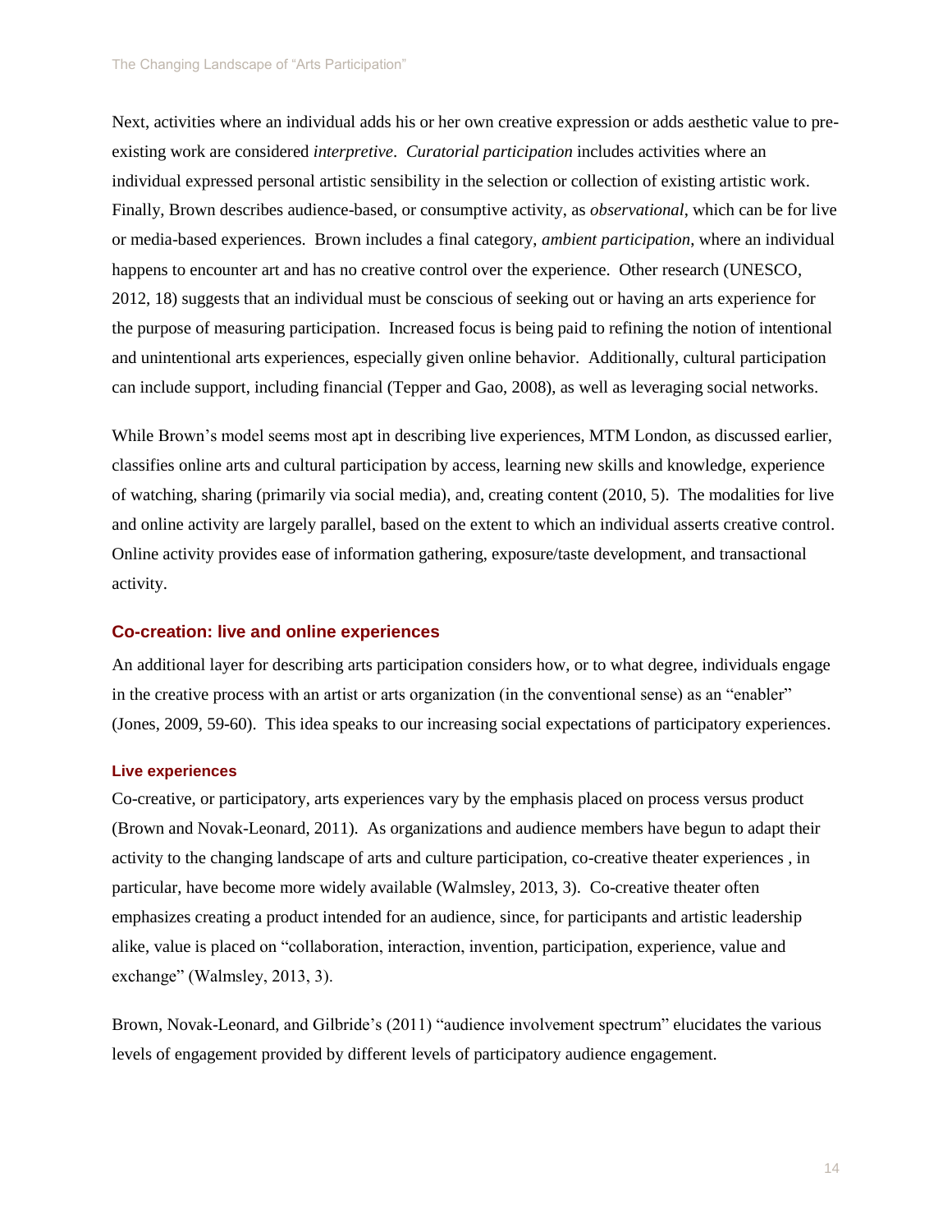Next, activities where an individual adds his or her own creative expression or adds aesthetic value to pre-existing work are considered *interpretive*. *Curatorial participation* includes activities where an individual expressed personal artistic sensibility in the selection or collection of existing artistic work. Finally, Brown describes audience-based, or consumptive activity, as *observational*, which can be for live or media-based experiences. Brown includes a final category, *ambient participation*, where an individual happens to encounter art and has no creative control over the experience. Other research (UNESCO, 2012, 18) suggests that an individual must be conscious of seeking out or having an arts experience for the purpose of measuring participation. Increased focus is being paid to refining the notion of intentional and unintentional arts experiences, especially given online behavior. Additionally, cultural participation can include support, including financial (Tepper and Gao, 2008), as well as leveraging social networks.

While Brown's model seems most apt in describing live experiences, MTM London, as discussed earlier, classifies online arts and cultural participation by access, learning new skills and knowledge, experience of watching, sharing (primarily via social media), and, creating content (2010, 5). The modalities for live and online activity are largely parallel, based on the extent to which an individual asserts creative control. Online activity provides ease of information gathering, exposure/taste development, and transactional activity.

## Co-creation: live and online experiences

An additional layer for describing arts participation considers how, or to what degree, individuals engage in the creative process with an artist or arts organization (in the conventional sense) as an "enabler" (Jones, 2009, 59-60). This idea speaks to our increasing social expectations of participatory experiences.

### Live experiences

Co-creative, or participatory, arts experiences vary by the emphasis placed on process versus product (Brown and Novak-Leonard, 2011). As organizations and audience members have begun to adapt their activity to the changing landscape of arts and culture participation, co-creative theater experiences , in particular, have become more widely available (Walmsley, 2013, 3). Co-creative theater often emphasizes creating a product intended for an audience, since, for participants and artistic leadership alike, value is placed on "collaboration, interaction, invention, participation, experience, value and exchange" (Walmsley, 2013, 3).

Brown, Novak-Leonard, and Gilbride's (2011) "audience involvement spectrum" elucidates the various levels of engagement provided by different levels of participatory audience engagement.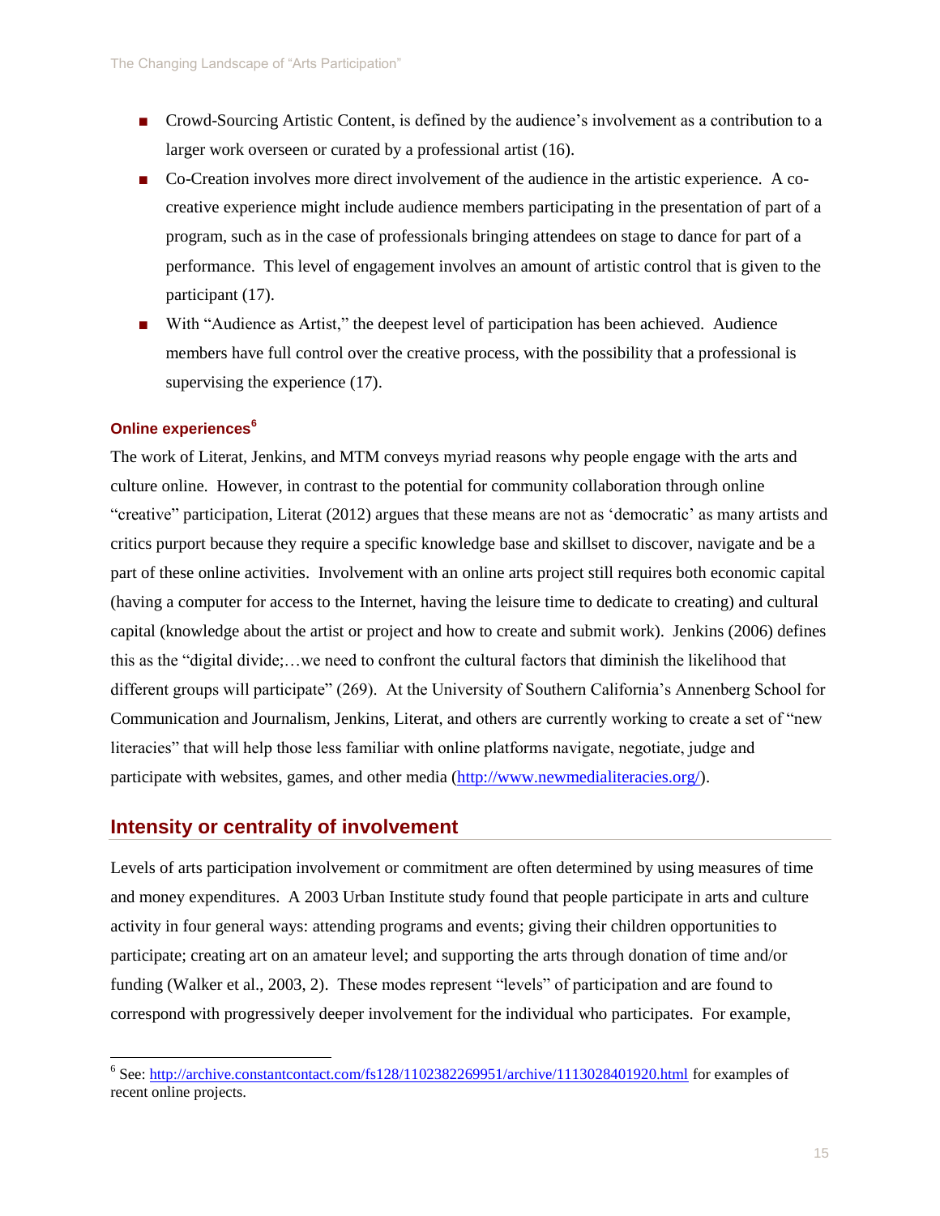- Crowd-Sourcing Artistic Content, is defined by the audience's involvement as a contribution to a larger work overseen or curated by a professional artist (16).
- Co-Creation involves more direct involvement of the audience in the artistic experience. A co-creative experience might include audience members participating in the presentation of part of a program, such as in the case of professionals bringing attendees on stage to dance for part of a performance. This level of engagement involves an amount of artistic control that is given to the participant (17).
- With "Audience as Artist," the deepest level of participation has been achieved. Audience members have full control over the creative process, with the possibility that a professional is supervising the experience (17).

### Online experiences[6]

The work of Literat, Jenkins, and MTM conveys myriad reasons why people engage with the arts and culture online. However, in contrast to the potential for community collaboration through online "creative" participation, Literat (2012) argues that these means are not as 'democratic' as many artists and critics purport because they require a specific knowledge base and skillset to discover, navigate and be a part of these online activities. Involvement with an online arts project still requires both economic capital (having a computer for access to the Internet, having the leisure time to dedicate to creating) and cultural capital (knowledge about the artist or project and how to create and submit work). Jenkins (2006) defines this as the "digital divide;…we need to confront the cultural factors that diminish the likelihood that different groups will participate" (269). At the University of Southern California's Annenberg School for Communication and Journalism, Jenkins, Literat, and others are currently working to create a set of "new literacies" that will help those less familiar with online platforms navigate, negotiate, judge and participate with websites, games, and other media (http://www.newmedialiteracies.org/).

## Intensity or centrality of involvement

Levels of arts participation involvement or commitment are often determined by using measures of time and money expenditures. A 2003 Urban Institute study found that people participate in arts and culture activity in four general ways: attending programs and events; giving their children opportunities to participate; creating art on an amateur level; and supporting the arts through donation of time and/or funding (Walker et al., 2003, 2). These modes represent "levels" of participation and are found to correspond with progressively deeper involvement for the individual who participates. For example,

[6] See: http://archive.constantcontact.com/fs128/1102382269951/archive/1113028401920.html for examples of recent online projects.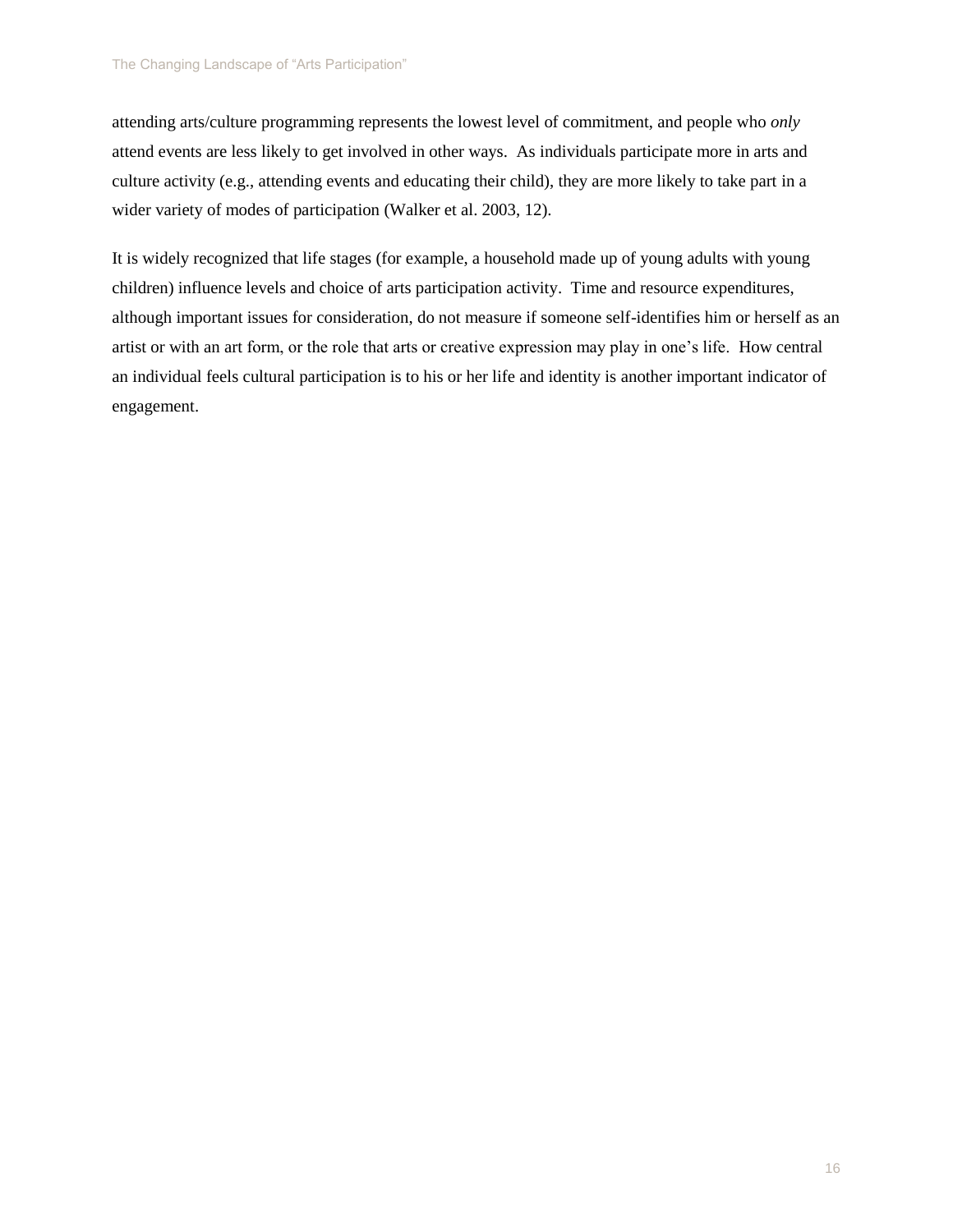attending arts/culture programming represents the lowest level of commitment, and people who *only* attend events are less likely to get involved in other ways. As individuals participate more in arts and culture activity (e.g., attending events and educating their child), they are more likely to take part in a wider variety of modes of participation (Walker et al. 2003, 12).

It is widely recognized that life stages (for example, a household made up of young adults with young children) influence levels and choice of arts participation activity. Time and resource expenditures, although important issues for consideration, do not measure if someone self-identifies him or herself as an artist or with an art form, or the role that arts or creative expression may play in one's life. How central an individual feels cultural participation is to his or her life and identity is another important indicator of engagement.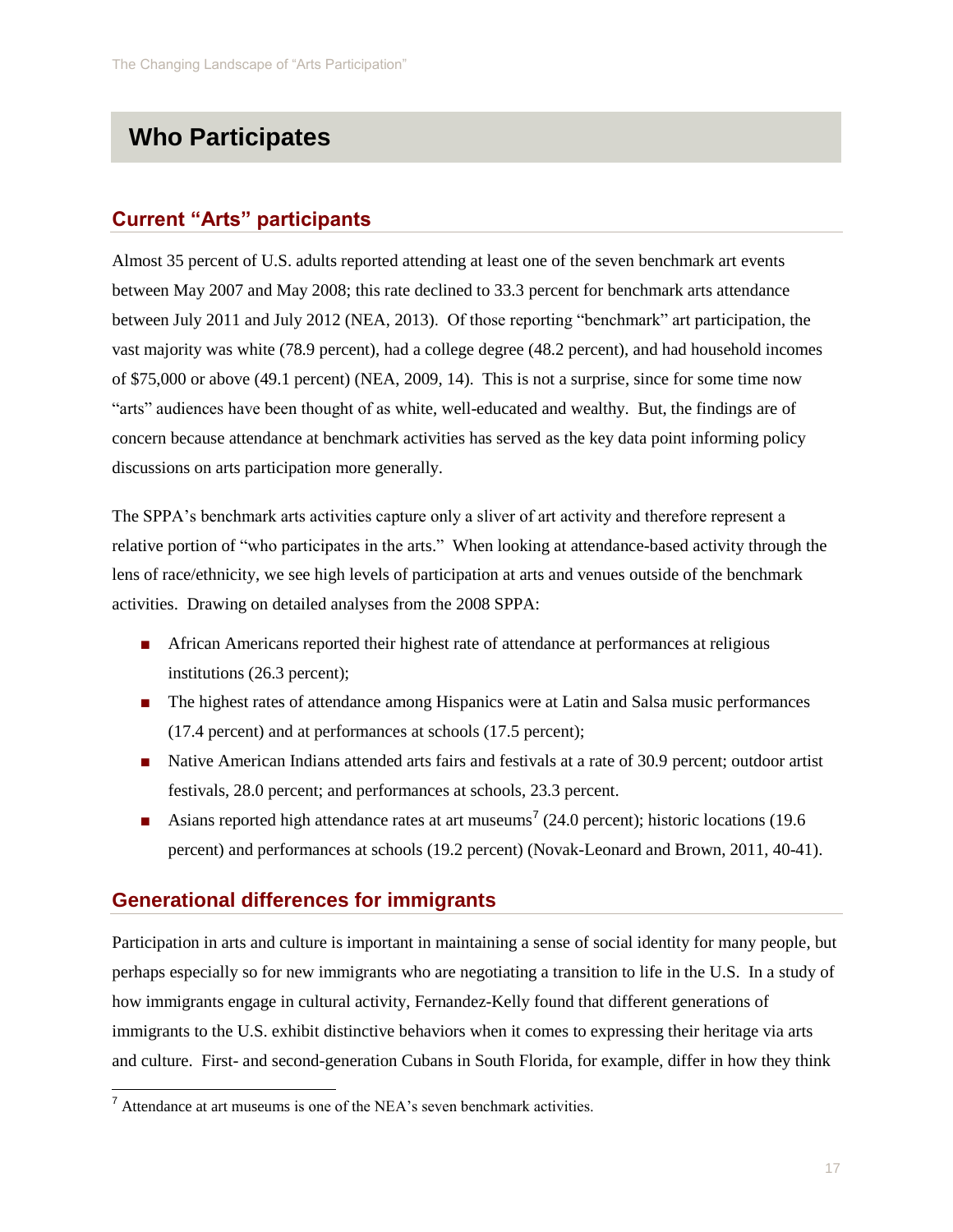# Who Participates

## Current "Arts" participants

Almost 35 percent of U.S. adults reported attending at least one of the seven benchmark art events between May 2007 and May 2008; this rate declined to 33.3 percent for benchmark arts attendance between July 2011 and July 2012 (NEA, 2013). Of those reporting "benchmark" art participation, the vast majority was white (78.9 percent), had a college degree (48.2 percent), and had household incomes of $75,000 or above (49.1 percent) (NEA, 2009, 14). This is not a surprise, since for some time now "arts" audiences have been thought of as white, well-educated and wealthy. But, the findings are of concern because attendance at benchmark activities has served as the key data point informing policy discussions on arts participation more generally.

The SPPA's benchmark arts activities capture only a sliver of art activity and therefore represent a relative portion of "who participates in the arts." When looking at attendance-based activity through the lens of race/ethnicity, we see high levels of participation at arts and venues outside of the benchmark activities. Drawing on detailed analyses from the 2008 SPPA:

- African Americans reported their highest rate of attendance at performances at religious institutions (26.3 percent);
- The highest rates of attendance among Hispanics were at Latin and Salsa music performances (17.4 percent) and at performances at schools (17.5 percent);
- Native American Indians attended arts fairs and festivals at a rate of 30.9 percent; outdoor artist festivals, 28.0 percent; and performances at schools, 23.3 percent.
- Asians reported high attendance rates at art museums[7] (24.0 percent); historic locations (19.6 percent) and performances at schools (19.2 percent) (Novak-Leonard and Brown, 2011, 40-41).

## Generational differences for immigrants

Participation in arts and culture is important in maintaining a sense of social identity for many people, but perhaps especially so for new immigrants who are negotiating a transition to life in the U.S. In a study of how immigrants engage in cultural activity, Fernandez-Kelly found that different generations of immigrants to the U.S. exhibit distinctive behaviors when it comes to expressing their heritage via arts and culture. First- and second-generation Cubans in South Florida, for example, differ in how they think

[7] Attendance at art museums is one of the NEA's seven benchmark activities.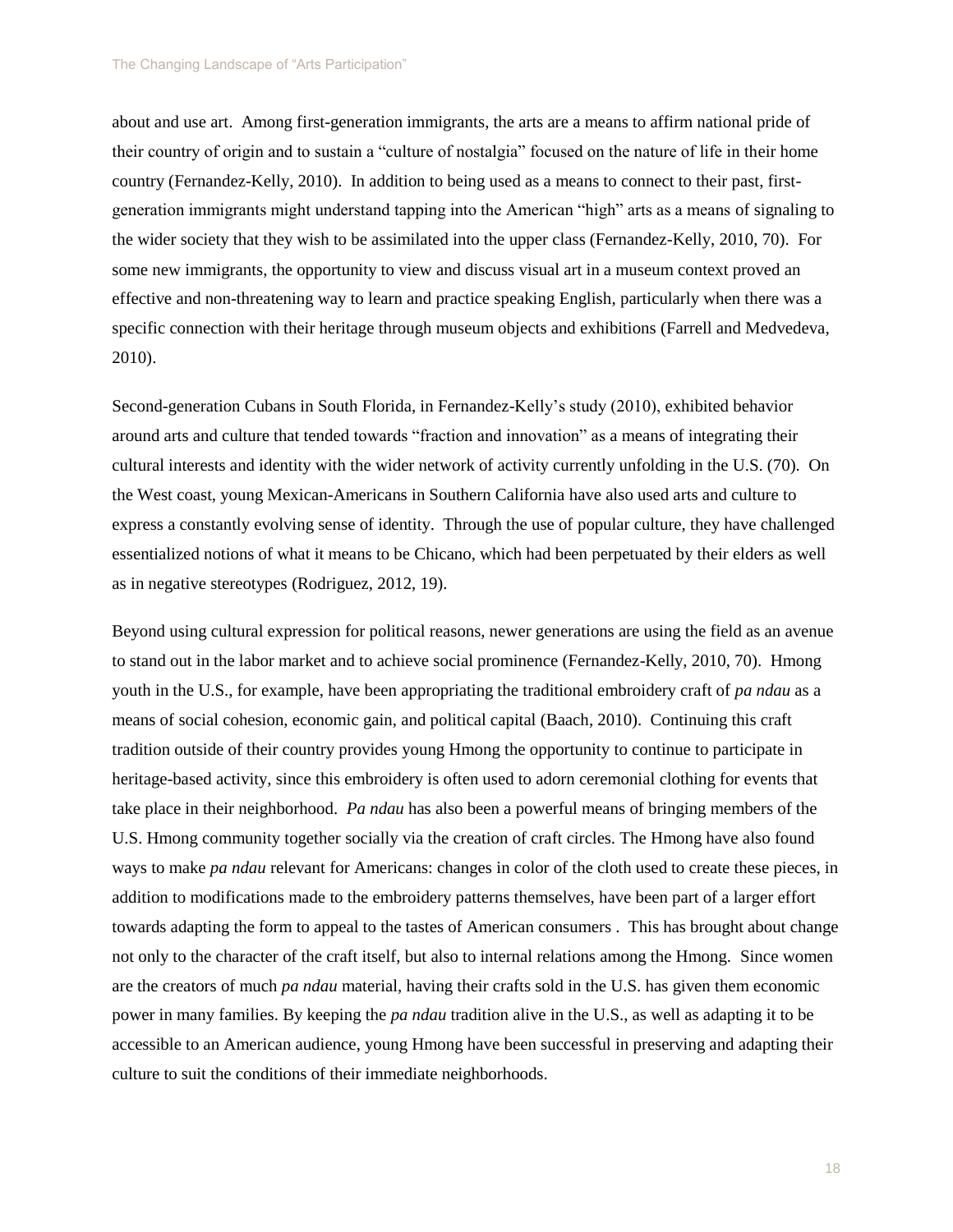about and use art. Among first-generation immigrants, the arts are a means to affirm national pride of their country of origin and to sustain a "culture of nostalgia" focused on the nature of life in their home country (Fernandez-Kelly, 2010). In addition to being used as a means to connect to their past, first-generation immigrants might understand tapping into the American "high" arts as a means of signaling to the wider society that they wish to be assimilated into the upper class (Fernandez-Kelly, 2010, 70). For some new immigrants, the opportunity to view and discuss visual art in a museum context proved an effective and non-threatening way to learn and practice speaking English, particularly when there was a specific connection with their heritage through museum objects and exhibitions (Farrell and Medvedeva, 2010).

Second-generation Cubans in South Florida, in Fernandez-Kelly's study (2010), exhibited behavior around arts and culture that tended towards "fraction and innovation" as a means of integrating their cultural interests and identity with the wider network of activity currently unfolding in the U.S. (70). On the West coast, young Mexican-Americans in Southern California have also used arts and culture to express a constantly evolving sense of identity. Through the use of popular culture, they have challenged essentialized notions of what it means to be Chicano, which had been perpetuated by their elders as well as in negative stereotypes (Rodriguez, 2012, 19).

Beyond using cultural expression for political reasons, newer generations are using the field as an avenue to stand out in the labor market and to achieve social prominence (Fernandez-Kelly, 2010, 70). Hmong youth in the U.S., for example, have been appropriating the traditional embroidery craft of *pa ndau* as a means of social cohesion, economic gain, and political capital (Baach, 2010). Continuing this craft tradition outside of their country provides young Hmong the opportunity to continue to participate in heritage-based activity, since this embroidery is often used to adorn ceremonial clothing for events that take place in their neighborhood. *Pa ndau* has also been a powerful means of bringing members of the U.S. Hmong community together socially via the creation of craft circles. The Hmong have also found ways to make *pa ndau* relevant for Americans: changes in color of the cloth used to create these pieces, in addition to modifications made to the embroidery patterns themselves, have been part of a larger effort towards adapting the form to appeal to the tastes of American consumers . This has brought about change not only to the character of the craft itself, but also to internal relations among the Hmong. Since women are the creators of much *pa ndau* material, having their crafts sold in the U.S. has given them economic power in many families. By keeping the *pa ndau* tradition alive in the U.S., as well as adapting it to be accessible to an American audience, young Hmong have been successful in preserving and adapting their culture to suit the conditions of their immediate neighborhoods.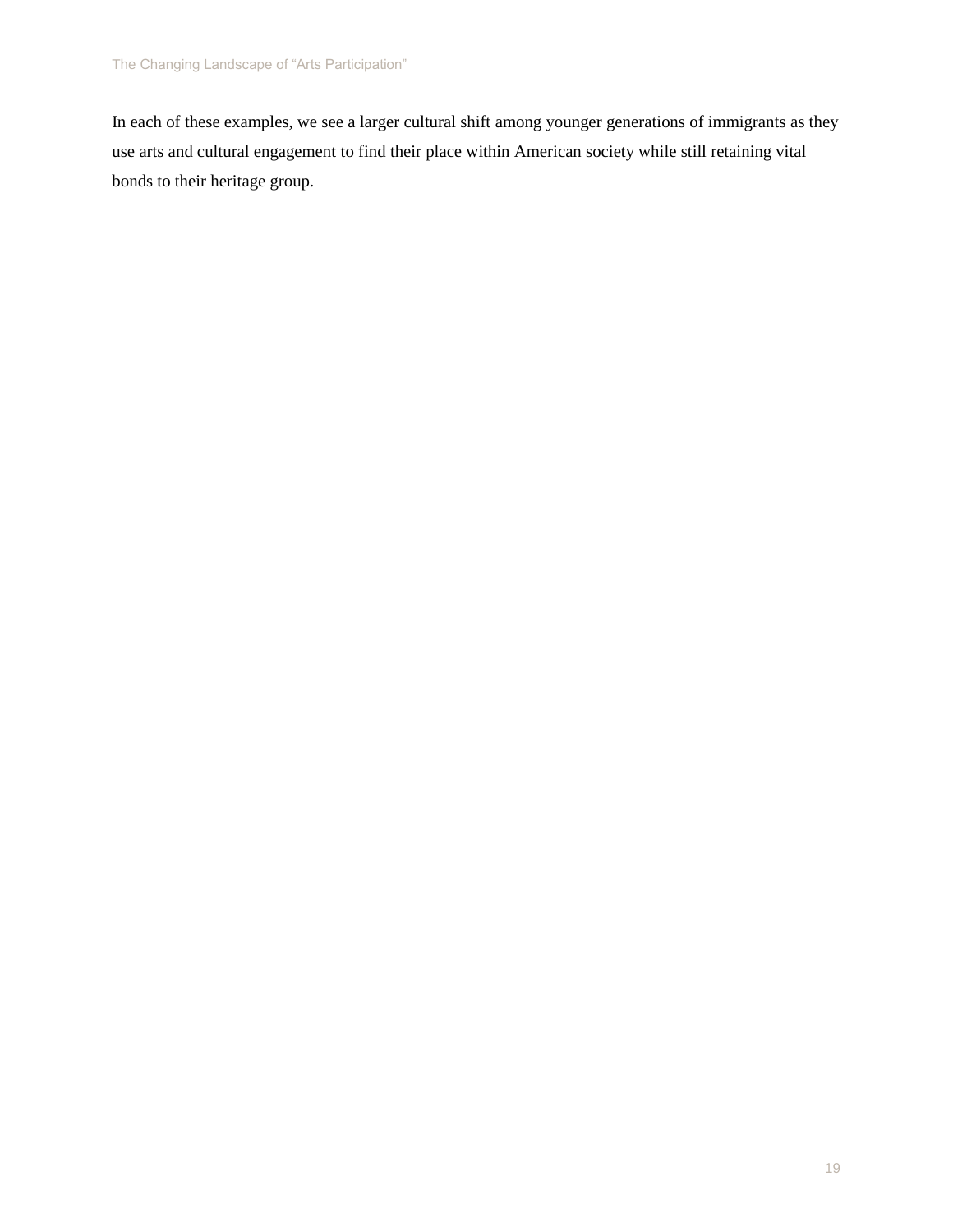In each of these examples, we see a larger cultural shift among younger generations of immigrants as they use arts and cultural engagement to find their place within American society while still retaining vital bonds to their heritage group.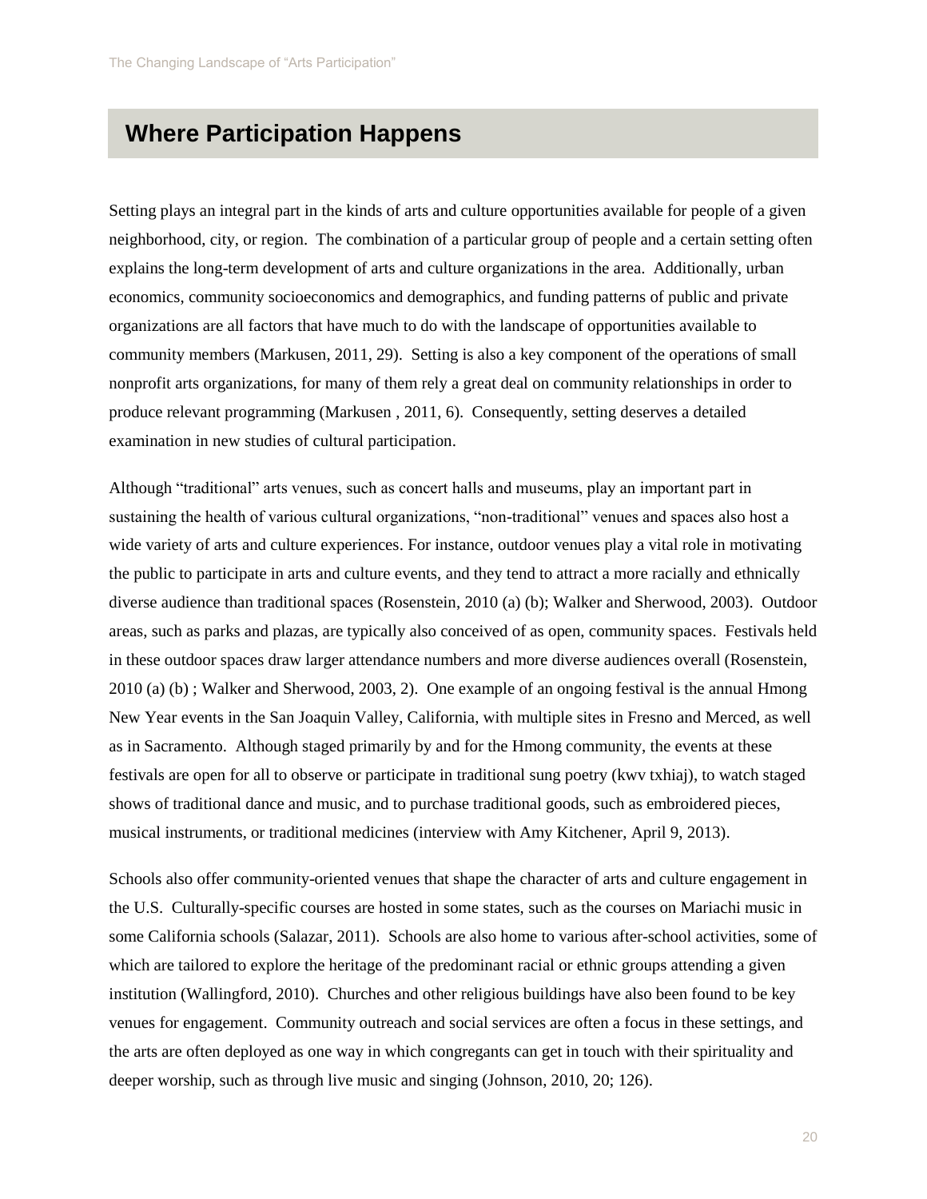## Where Participation Happens

Setting plays an integral part in the kinds of arts and culture opportunities available for people of a given neighborhood, city, or region. The combination of a particular group of people and a certain setting often explains the long-term development of arts and culture organizations in the area. Additionally, urban economics, community socioeconomics and demographics, and funding patterns of public and private organizations are all factors that have much to do with the landscape of opportunities available to community members (Markusen, 2011, 29). Setting is also a key component of the operations of small nonprofit arts organizations, for many of them rely a great deal on community relationships in order to produce relevant programming (Markusen , 2011, 6). Consequently, setting deserves a detailed examination in new studies of cultural participation.

Although "traditional" arts venues, such as concert halls and museums, play an important part in sustaining the health of various cultural organizations, "non-traditional" venues and spaces also host a wide variety of arts and culture experiences. For instance, outdoor venues play a vital role in motivating the public to participate in arts and culture events, and they tend to attract a more racially and ethnically diverse audience than traditional spaces (Rosenstein, 2010 (a) (b); Walker and Sherwood, 2003). Outdoor areas, such as parks and plazas, are typically also conceived of as open, community spaces. Festivals held in these outdoor spaces draw larger attendance numbers and more diverse audiences overall (Rosenstein, 2010 (a) (b) ; Walker and Sherwood, 2003, 2). One example of an ongoing festival is the annual Hmong New Year events in the San Joaquin Valley, California, with multiple sites in Fresno and Merced, as well as in Sacramento. Although staged primarily by and for the Hmong community, the events at these festivals are open for all to observe or participate in traditional sung poetry (kwv txhiaj), to watch staged shows of traditional dance and music, and to purchase traditional goods, such as embroidered pieces, musical instruments, or traditional medicines (interview with Amy Kitchener, April 9, 2013).

Schools also offer community-oriented venues that shape the character of arts and culture engagement in the U.S. Culturally-specific courses are hosted in some states, such as the courses on Mariachi music in some California schools (Salazar, 2011). Schools are also home to various after-school activities, some of which are tailored to explore the heritage of the predominant racial or ethnic groups attending a given institution (Wallingford, 2010). Churches and other religious buildings have also been found to be key venues for engagement. Community outreach and social services are often a focus in these settings, and the arts are often deployed as one way in which congregants can get in touch with their spirituality and deeper worship, such as through live music and singing (Johnson, 2010, 20; 126).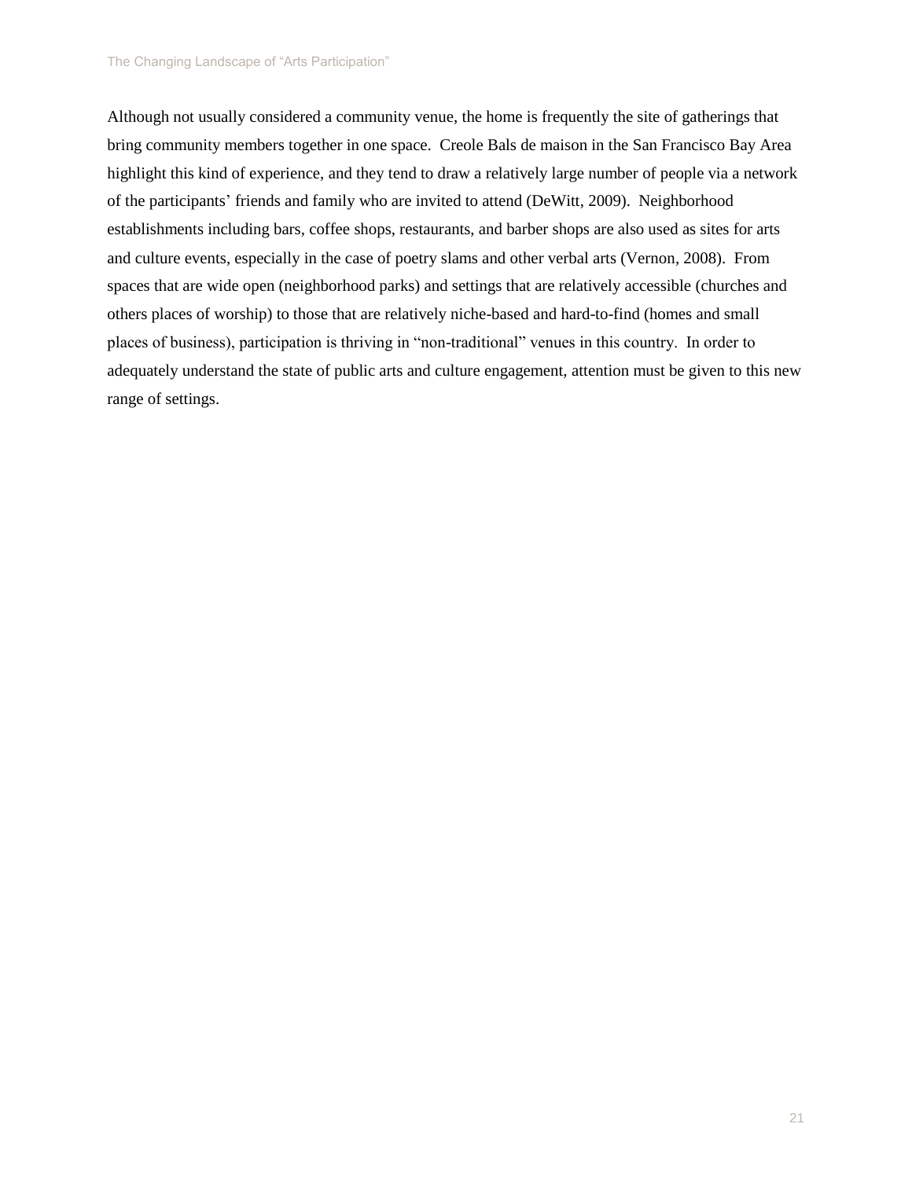Although not usually considered a community venue, the home is frequently the site of gatherings that bring community members together in one space. Creole Bals de maison in the San Francisco Bay Area highlight this kind of experience, and they tend to draw a relatively large number of people via a network of the participants' friends and family who are invited to attend (DeWitt, 2009). Neighborhood establishments including bars, coffee shops, restaurants, and barber shops are also used as sites for arts and culture events, especially in the case of poetry slams and other verbal arts (Vernon, 2008). From spaces that are wide open (neighborhood parks) and settings that are relatively accessible (churches and others places of worship) to those that are relatively niche-based and hard-to-find (homes and small places of business), participation is thriving in "non-traditional" venues in this country. In order to adequately understand the state of public arts and culture engagement, attention must be given to this new range of settings.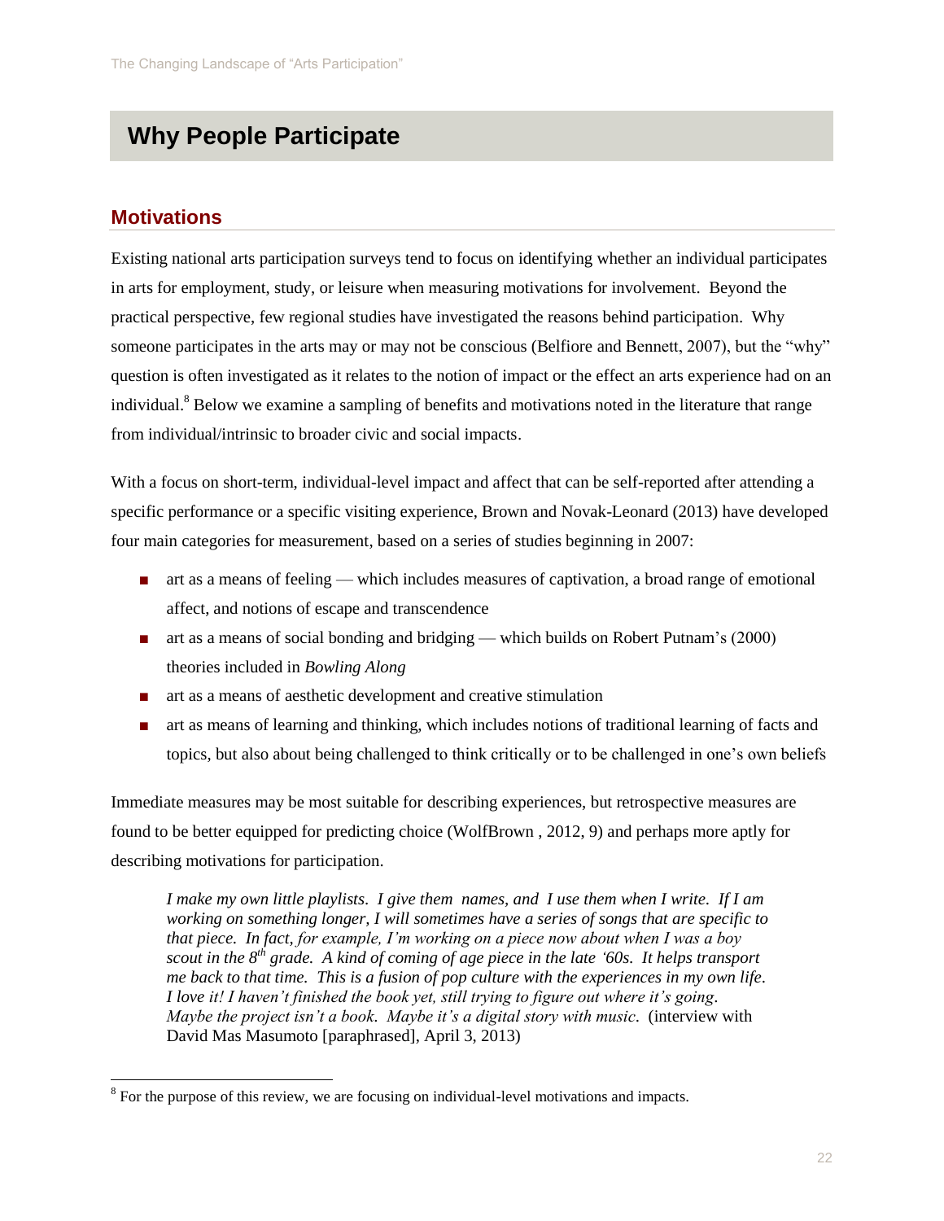# Why People Participate

## Motivations

Existing national arts participation surveys tend to focus on identifying whether an individual participates in arts for employment, study, or leisure when measuring motivations for involvement. Beyond the practical perspective, few regional studies have investigated the reasons behind participation. Why someone participates in the arts may or may not be conscious (Belfiore and Bennett, 2007), but the "why" question is often investigated as it relates to the notion of impact or the effect an arts experience had on an individual.[8] Below we examine a sampling of benefits and motivations noted in the literature that range from individual/intrinsic to broader civic and social impacts.

With a focus on short-term, individual-level impact and affect that can be self-reported after attending a specific performance or a specific visiting experience, Brown and Novak-Leonard (2013) have developed four main categories for measurement, based on a series of studies beginning in 2007:

- art as a means of feeling — which includes measures of captivation, a broad range of emotional affect, and notions of escape and transcendence
- art as a means of social bonding and bridging — which builds on Robert Putnam's (2000) theories included in *Bowling Along*
- art as a means of aesthetic development and creative stimulation
- art as means of learning and thinking, which includes notions of traditional learning of facts and topics, but also about being challenged to think critically or to be challenged in one's own beliefs

Immediate measures may be most suitable for describing experiences, but retrospective measures are found to be better equipped for predicting choice (WolfBrown , 2012, 9) and perhaps more aptly for describing motivations for participation.

> *I make my own little playlists. I give them names, and I use them when I write. If I am working on something longer, I will sometimes have a series of songs that are specific to that piece. In fact, for example, I'm working on a piece now about when I was a boy scout in the 8th grade. A kind of coming of age piece in the late '60s. It helps transport me back to that time. This is a fusion of pop culture with the experiences in my own life. I love it! I haven't finished the book yet, still trying to figure out where it's going. Maybe the project isn't a book. Maybe it's a digital story with music.* (interview with David Mas Masumoto [paraphrased], April 3, 2013)

[8] For the purpose of this review, we are focusing on individual-level motivations and impacts.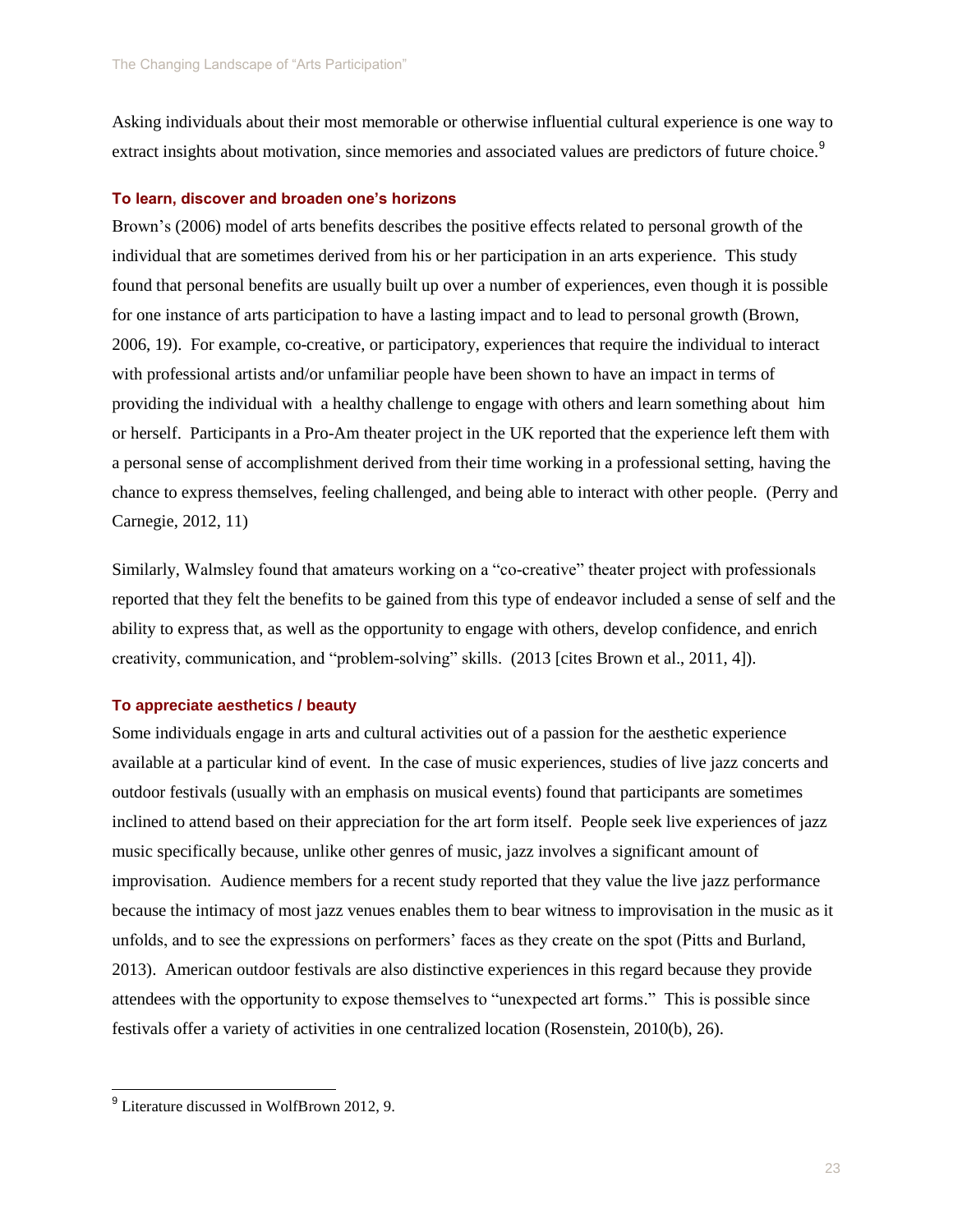Asking individuals about their most memorable or otherwise influential cultural experience is one way to extract insights about motivation, since memories and associated values are predictors of future choice.[9]

### To learn, discover and broaden one's horizons

Brown's (2006) model of arts benefits describes the positive effects related to personal growth of the individual that are sometimes derived from his or her participation in an arts experience. This study found that personal benefits are usually built up over a number of experiences, even though it is possible for one instance of arts participation to have a lasting impact and to lead to personal growth (Brown, 2006, 19). For example, co-creative, or participatory, experiences that require the individual to interact with professional artists and/or unfamiliar people have been shown to have an impact in terms of providing the individual with a healthy challenge to engage with others and learn something about him or herself. Participants in a Pro-Am theater project in the UK reported that the experience left them with a personal sense of accomplishment derived from their time working in a professional setting, having the chance to express themselves, feeling challenged, and being able to interact with other people. (Perry and Carnegie, 2012, 11)

Similarly, Walmsley found that amateurs working on a "co-creative" theater project with professionals reported that they felt the benefits to be gained from this type of endeavor included a sense of self and the ability to express that, as well as the opportunity to engage with others, develop confidence, and enrich creativity, communication, and "problem-solving" skills. (2013 [cites Brown et al., 2011, 4]).

### To appreciate aesthetics / beauty

Some individuals engage in arts and cultural activities out of a passion for the aesthetic experience available at a particular kind of event. In the case of music experiences, studies of live jazz concerts and outdoor festivals (usually with an emphasis on musical events) found that participants are sometimes inclined to attend based on their appreciation for the art form itself. People seek live experiences of jazz music specifically because, unlike other genres of music, jazz involves a significant amount of improvisation. Audience members for a recent study reported that they value the live jazz performance because the intimacy of most jazz venues enables them to bear witness to improvisation in the music as it unfolds, and to see the expressions on performers' faces as they create on the spot (Pitts and Burland, 2013). American outdoor festivals are also distinctive experiences in this regard because they provide attendees with the opportunity to expose themselves to "unexpected art forms." This is possible since festivals offer a variety of activities in one centralized location (Rosenstein, 2010(b), 26).

---

[9] Literature discussed in WolfBrown 2012, 9.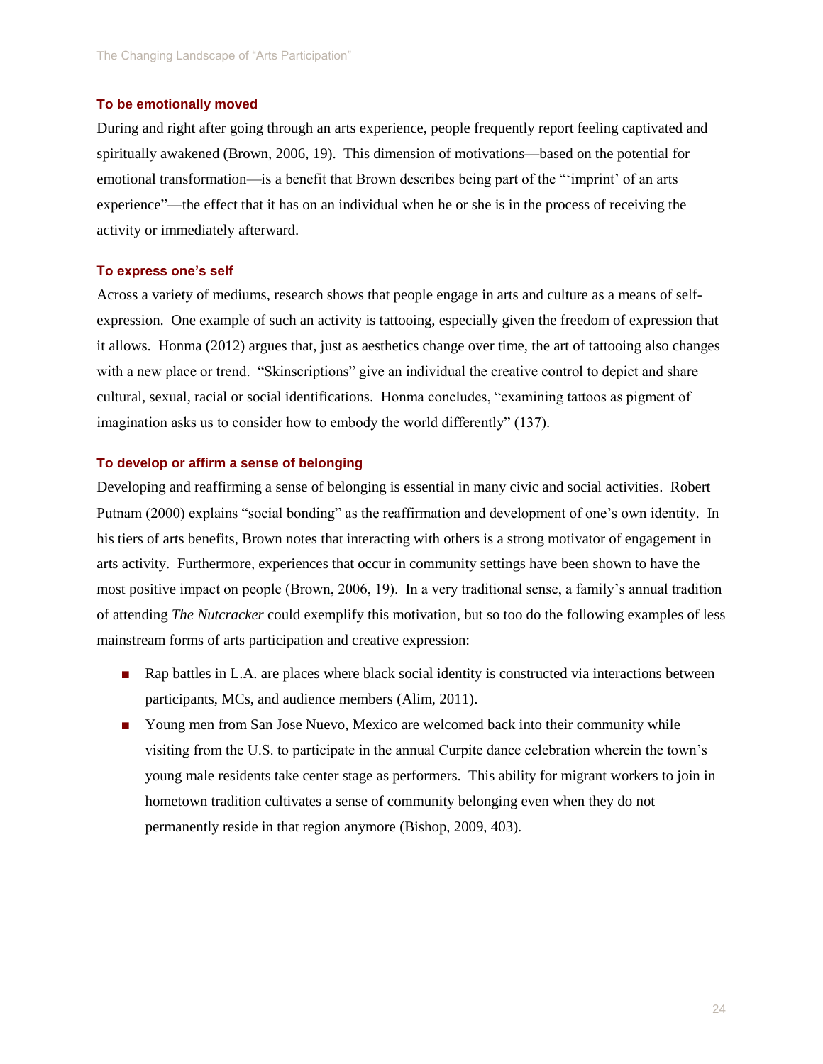### To be emotionally moved

During and right after going through an arts experience, people frequently report feeling captivated and spiritually awakened (Brown, 2006, 19). This dimension of motivations—based on the potential for emotional transformation—is a benefit that Brown describes being part of the "'imprint' of an arts experience"—the effect that it has on an individual when he or she is in the process of receiving the activity or immediately afterward.

### To express one's self

Across a variety of mediums, research shows that people engage in arts and culture as a means of self-expression. One example of such an activity is tattooing, especially given the freedom of expression that it allows. Honma (2012) argues that, just as aesthetics change over time, the art of tattooing also changes with a new place or trend. "Skinscriptions" give an individual the creative control to depict and share cultural, sexual, racial or social identifications. Honma concludes, "examining tattoos as pigment of imagination asks us to consider how to embody the world differently" (137).

### To develop or affirm a sense of belonging

Developing and reaffirming a sense of belonging is essential in many civic and social activities. Robert Putnam (2000) explains "social bonding" as the reaffirmation and development of one's own identity. In his tiers of arts benefits, Brown notes that interacting with others is a strong motivator of engagement in arts activity. Furthermore, experiences that occur in community settings have been shown to have the most positive impact on people (Brown, 2006, 19). In a very traditional sense, a family's annual tradition of attending *The Nutcracker* could exemplify this motivation, but so too do the following examples of less mainstream forms of arts participation and creative expression:

- Rap battles in L.A. are places where black social identity is constructed via interactions between participants, MCs, and audience members (Alim, 2011).
- Young men from San Jose Nuevo, Mexico are welcomed back into their community while visiting from the U.S. to participate in the annual Curpite dance celebration wherein the town's young male residents take center stage as performers. This ability for migrant workers to join in hometown tradition cultivates a sense of community belonging even when they do not permanently reside in that region anymore (Bishop, 2009, 403).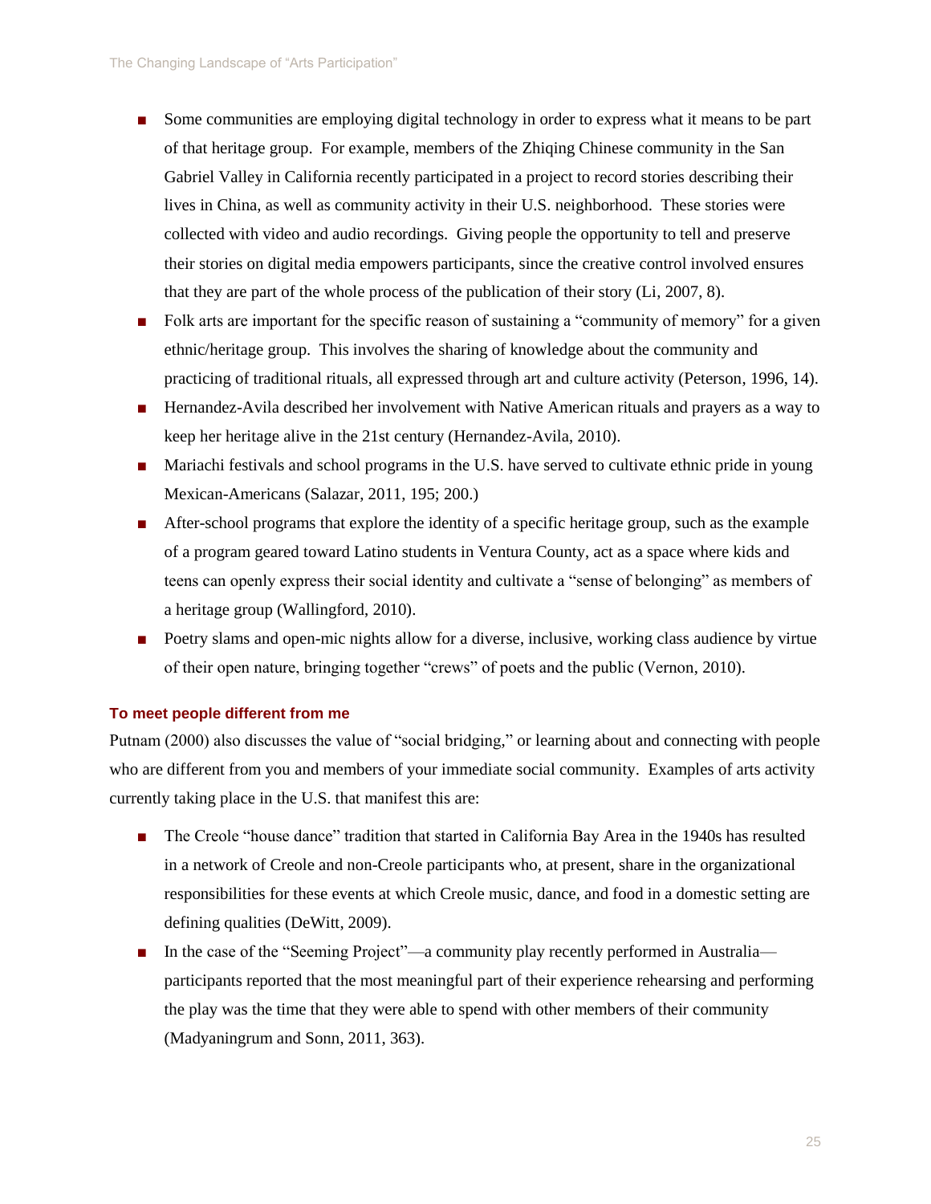- Some communities are employing digital technology in order to express what it means to be part of that heritage group. For example, members of the Zhiqing Chinese community in the San Gabriel Valley in California recently participated in a project to record stories describing their lives in China, as well as community activity in their U.S. neighborhood. These stories were collected with video and audio recordings. Giving people the opportunity to tell and preserve their stories on digital media empowers participants, since the creative control involved ensures that they are part of the whole process of the publication of their story (Li, 2007, 8).
- Folk arts are important for the specific reason of sustaining a "community of memory" for a given ethnic/heritage group. This involves the sharing of knowledge about the community and practicing of traditional rituals, all expressed through art and culture activity (Peterson, 1996, 14).
- Hernandez-Avila described her involvement with Native American rituals and prayers as a way to keep her heritage alive in the 21st century (Hernandez-Avila, 2010).
- Mariachi festivals and school programs in the U.S. have served to cultivate ethnic pride in young Mexican-Americans (Salazar, 2011, 195; 200.)
- After-school programs that explore the identity of a specific heritage group, such as the example of a program geared toward Latino students in Ventura County, act as a space where kids and teens can openly express their social identity and cultivate a "sense of belonging" as members of a heritage group (Wallingford, 2010).
- Poetry slams and open-mic nights allow for a diverse, inclusive, working class audience by virtue of their open nature, bringing together "crews" of poets and the public (Vernon, 2010).

#### To meet people different from me

Putnam (2000) also discusses the value of "social bridging," or learning about and connecting with people who are different from you and members of your immediate social community. Examples of arts activity currently taking place in the U.S. that manifest this are:

- The Creole "house dance" tradition that started in California Bay Area in the 1940s has resulted in a network of Creole and non-Creole participants who, at present, share in the organizational responsibilities for these events at which Creole music, dance, and food in a domestic setting are defining qualities (DeWitt, 2009).
- In the case of the "Seeming Project"—a community play recently performed in Australia—participants reported that the most meaningful part of their experience rehearsing and performing the play was the time that they were able to spend with other members of their community (Madyaningrum and Sonn, 2011, 363).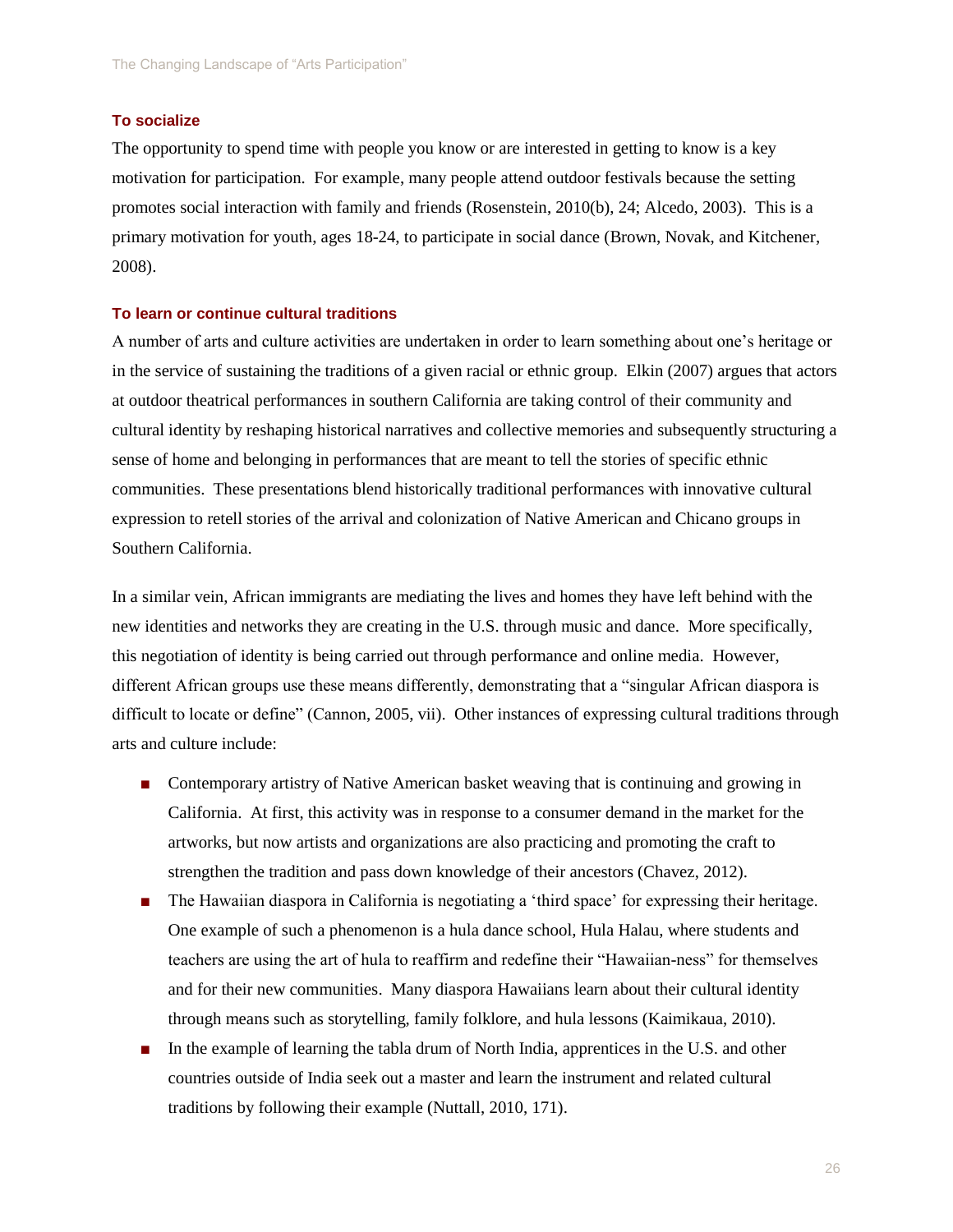### To socialize

The opportunity to spend time with people you know or are interested in getting to know is a key motivation for participation. For example, many people attend outdoor festivals because the setting promotes social interaction with family and friends (Rosenstein, 2010(b), 24; Alcedo, 2003). This is a primary motivation for youth, ages 18-24, to participate in social dance (Brown, Novak, and Kitchener, 2008).

### To learn or continue cultural traditions

A number of arts and culture activities are undertaken in order to learn something about one's heritage or in the service of sustaining the traditions of a given racial or ethnic group. Elkin (2007) argues that actors at outdoor theatrical performances in southern California are taking control of their community and cultural identity by reshaping historical narratives and collective memories and subsequently structuring a sense of home and belonging in performances that are meant to tell the stories of specific ethnic communities. These presentations blend historically traditional performances with innovative cultural expression to retell stories of the arrival and colonization of Native American and Chicano groups in Southern California.

In a similar vein, African immigrants are mediating the lives and homes they have left behind with the new identities and networks they are creating in the U.S. through music and dance. More specifically, this negotiation of identity is being carried out through performance and online media. However, different African groups use these means differently, demonstrating that a "singular African diaspora is difficult to locate or define" (Cannon, 2005, vii). Other instances of expressing cultural traditions through arts and culture include:

- Contemporary artistry of Native American basket weaving that is continuing and growing in California. At first, this activity was in response to a consumer demand in the market for the artworks, but now artists and organizations are also practicing and promoting the craft to strengthen the tradition and pass down knowledge of their ancestors (Chavez, 2012).
- The Hawaiian diaspora in California is negotiating a 'third space' for expressing their heritage. One example of such a phenomenon is a hula dance school, Hula Halau, where students and teachers are using the art of hula to reaffirm and redefine their "Hawaiian-ness" for themselves and for their new communities. Many diaspora Hawaiians learn about their cultural identity through means such as storytelling, family folklore, and hula lessons (Kaimikaua, 2010).
- In the example of learning the tabla drum of North India, apprentices in the U.S. and other countries outside of India seek out a master and learn the instrument and related cultural traditions by following their example (Nuttall, 2010, 171).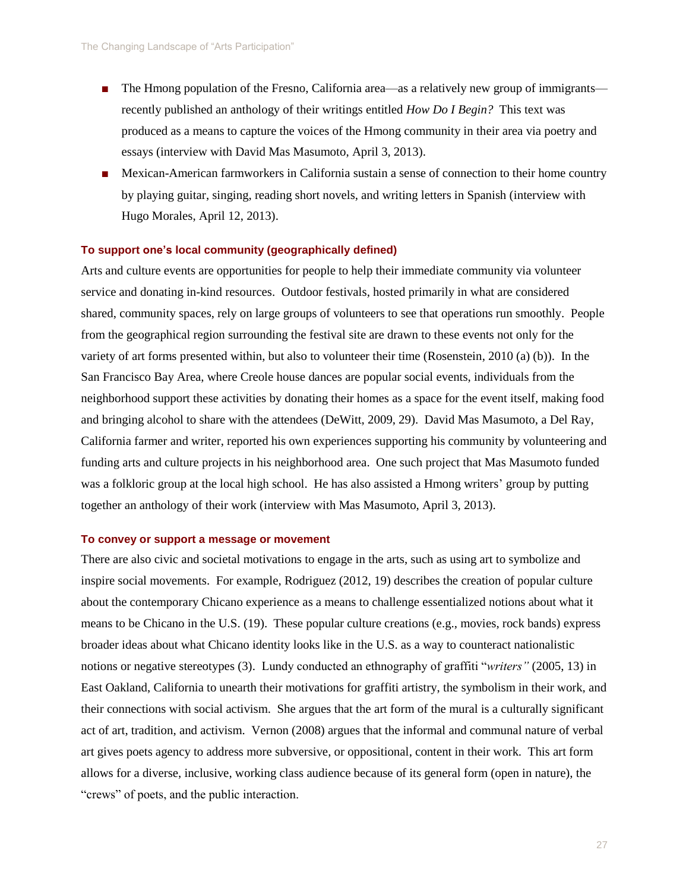- The Hmong population of the Fresno, California area—as a relatively new group of immigrants—recently published an anthology of their writings entitled *How Do I Begin?* This text was produced as a means to capture the voices of the Hmong community in their area via poetry and essays (interview with David Mas Masumoto, April 3, 2013).
- Mexican-American farmworkers in California sustain a sense of connection to their home country by playing guitar, singing, reading short novels, and writing letters in Spanish (interview with Hugo Morales, April 12, 2013).

#### To support one's local community (geographically defined)

Arts and culture events are opportunities for people to help their immediate community via volunteer service and donating in-kind resources. Outdoor festivals, hosted primarily in what are considered shared, community spaces, rely on large groups of volunteers to see that operations run smoothly. People from the geographical region surrounding the festival site are drawn to these events not only for the variety of art forms presented within, but also to volunteer their time (Rosenstein, 2010 (a) (b)). In the San Francisco Bay Area, where Creole house dances are popular social events, individuals from the neighborhood support these activities by donating their homes as a space for the event itself, making food and bringing alcohol to share with the attendees (DeWitt, 2009, 29). David Mas Masumoto, a Del Ray, California farmer and writer, reported his own experiences supporting his community by volunteering and funding arts and culture projects in his neighborhood area. One such project that Mas Masumoto funded was a folkloric group at the local high school. He has also assisted a Hmong writers' group by putting together an anthology of their work (interview with Mas Masumoto, April 3, 2013).

#### To convey or support a message or movement

There are also civic and societal motivations to engage in the arts, such as using art to symbolize and inspire social movements. For example, Rodriguez (2012, 19) describes the creation of popular culture about the contemporary Chicano experience as a means to challenge essentialized notions about what it means to be Chicano in the U.S. (19). These popular culture creations (e.g., movies, rock bands) express broader ideas about what Chicano identity looks like in the U.S. as a way to counteract nationalistic notions or negative stereotypes (3). Lundy conducted an ethnography of graffiti "*writers"* (2005, 13) in East Oakland, California to unearth their motivations for graffiti artistry, the symbolism in their work, and their connections with social activism. She argues that the art form of the mural is a culturally significant act of art, tradition, and activism. Vernon (2008) argues that the informal and communal nature of verbal art gives poets agency to address more subversive, or oppositional, content in their work. This art form allows for a diverse, inclusive, working class audience because of its general form (open in nature), the "crews" of poets, and the public interaction.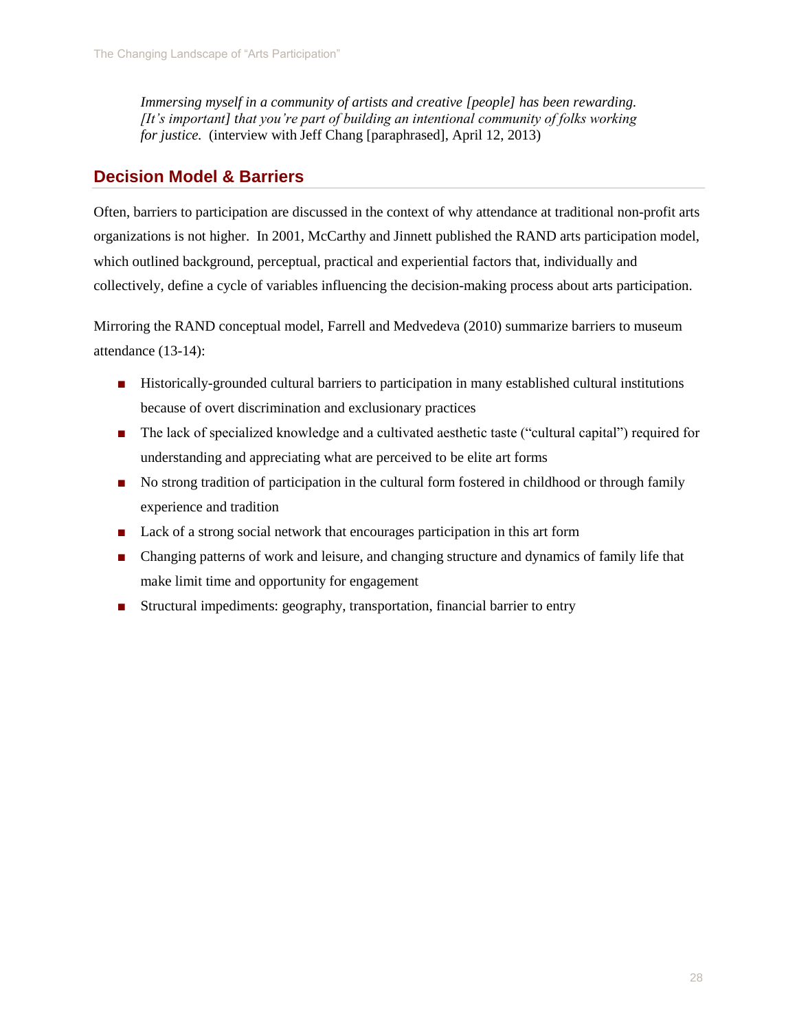*Immersing myself in a community of artists and creative [people] has been rewarding. [It's important] that you're part of building an intentional community of folks working for justice.* (interview with Jeff Chang [paraphrased], April 12, 2013)

## Decision Model & Barriers

Often, barriers to participation are discussed in the context of why attendance at traditional non-profit arts organizations is not higher. In 2001, McCarthy and Jinnett published the RAND arts participation model, which outlined background, perceptual, practical and experiential factors that, individually and collectively, define a cycle of variables influencing the decision-making process about arts participation.

Mirroring the RAND conceptual model, Farrell and Medvedeva (2010) summarize barriers to museum attendance (13-14):

- Historically-grounded cultural barriers to participation in many established cultural institutions because of overt discrimination and exclusionary practices
- The lack of specialized knowledge and a cultivated aesthetic taste ("cultural capital") required for understanding and appreciating what are perceived to be elite art forms
- No strong tradition of participation in the cultural form fostered in childhood or through family experience and tradition
- Lack of a strong social network that encourages participation in this art form
- Changing patterns of work and leisure, and changing structure and dynamics of family life that make limit time and opportunity for engagement
- Structural impediments: geography, transportation, financial barrier to entry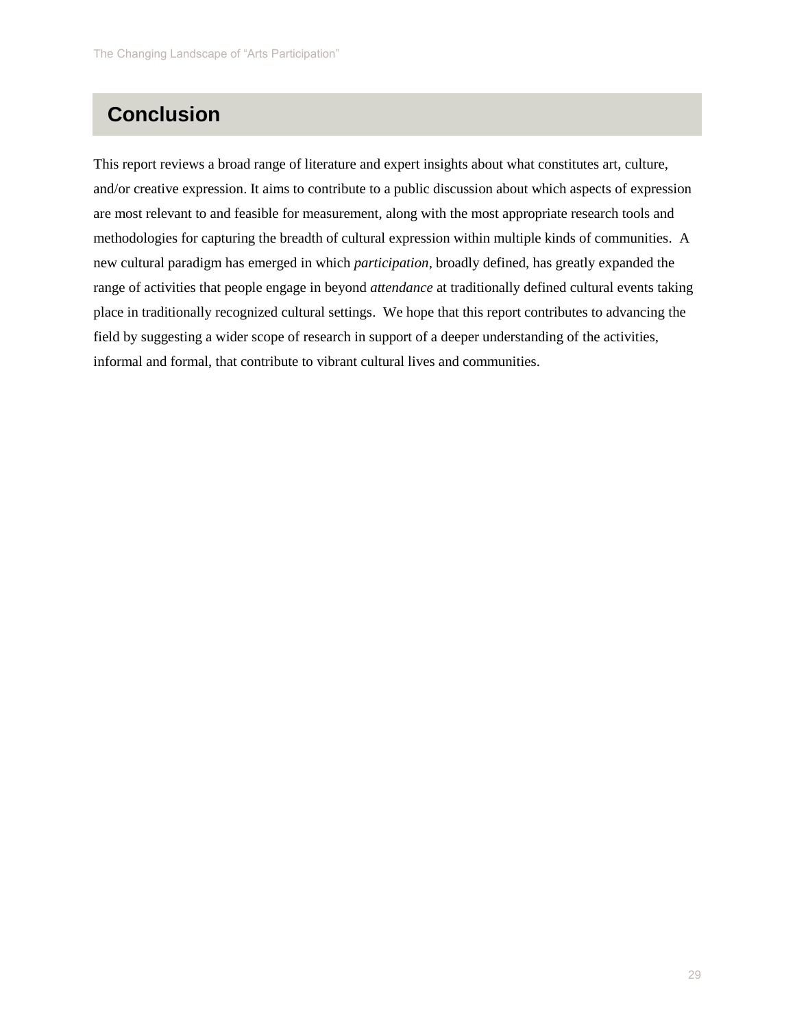## Conclusion

This report reviews a broad range of literature and expert insights about what constitutes art, culture, and/or creative expression. It aims to contribute to a public discussion about which aspects of expression are most relevant to and feasible for measurement, along with the most appropriate research tools and methodologies for capturing the breadth of cultural expression within multiple kinds of communities. A new cultural paradigm has emerged in which *participation*, broadly defined, has greatly expanded the range of activities that people engage in beyond *attendance* at traditionally defined cultural events taking place in traditionally recognized cultural settings. We hope that this report contributes to advancing the field by suggesting a wider scope of research in support of a deeper understanding of the activities, informal and formal, that contribute to vibrant cultural lives and communities.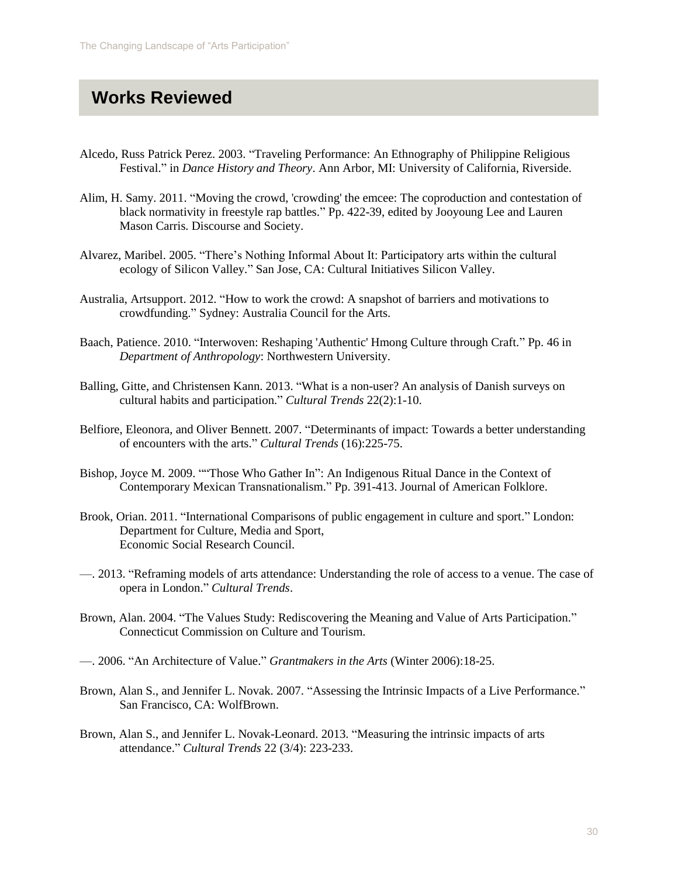## Works Reviewed

Alcedo, Russ Patrick Perez. 2003. "Traveling Performance: An Ethnography of Philippine Religious Festival." in *Dance History and Theory*. Ann Arbor, MI: University of California, Riverside.

Alim, H. Samy. 2011. "Moving the crowd, 'crowding' the emcee: The coproduction and contestation of black normativity in freestyle rap battles." Pp. 422-39, edited by Jooyoung Lee and Lauren Mason Carris. Discourse and Society.

Alvarez, Maribel. 2005. "There's Nothing Informal About It: Participatory arts within the cultural ecology of Silicon Valley." San Jose, CA: Cultural Initiatives Silicon Valley.

Australia, Artsupport. 2012. "How to work the crowd: A snapshot of barriers and motivations to crowdfunding." Sydney: Australia Council for the Arts.

Baach, Patience. 2010. "Interwoven: Reshaping 'Authentic' Hmong Culture through Craft." Pp. 46 in *Department of Anthropology*: Northwestern University.

Balling, Gitte, and Christensen Kann. 2013. "What is a non-user? An analysis of Danish surveys on cultural habits and participation." *Cultural Trends* 22(2):1-10.

Belfiore, Eleonora, and Oliver Bennett. 2007. "Determinants of impact: Towards a better understanding of encounters with the arts." *Cultural Trends* (16):225-75.

Bishop, Joyce M. 2009. ""Those Who Gather In": An Indigenous Ritual Dance in the Context of Contemporary Mexican Transnationalism." Pp. 391-413. Journal of American Folklore.

Brook, Orian. 2011. "International Comparisons of public engagement in culture and sport." London: Department for Culture, Media and Sport, Economic Social Research Council.

—. 2013. "Reframing models of arts attendance: Understanding the role of access to a venue. The case of opera in London." *Cultural Trends*.

Brown, Alan. 2004. "The Values Study: Rediscovering the Meaning and Value of Arts Participation." Connecticut Commission on Culture and Tourism.

—. 2006. "An Architecture of Value." *Grantmakers in the Arts* (Winter 2006):18-25.

Brown, Alan S., and Jennifer L. Novak. 2007. "Assessing the Intrinsic Impacts of a Live Performance." San Francisco, CA: WolfBrown.

Brown, Alan S., and Jennifer L. Novak-Leonard. 2013. "Measuring the intrinsic impacts of arts attendance." *Cultural Trends* 22 (3/4): 223-233.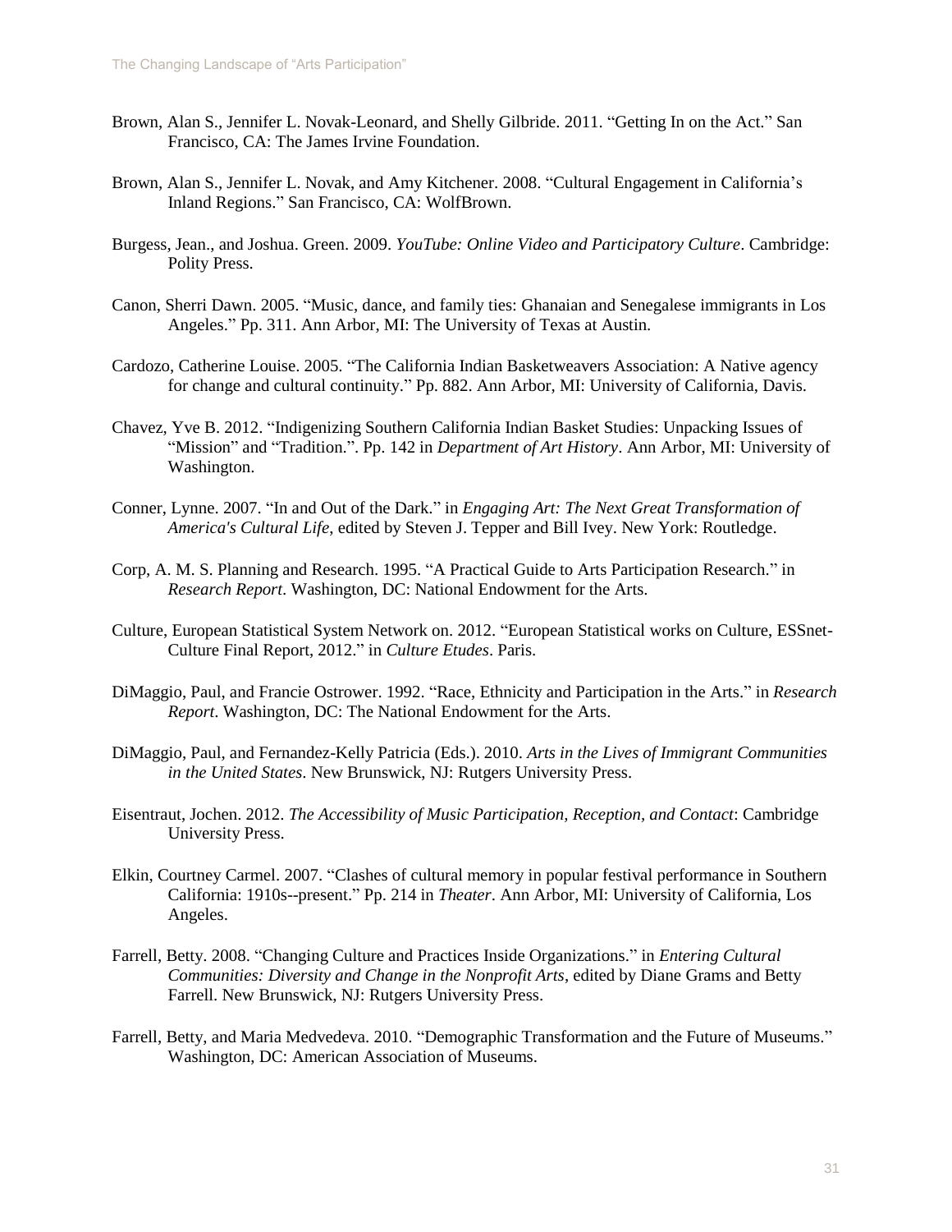Brown, Alan S., Jennifer L. Novak-Leonard, and Shelly Gilbride. 2011. "Getting In on the Act." San Francisco, CA: The James Irvine Foundation.

Brown, Alan S., Jennifer L. Novak, and Amy Kitchener. 2008. "Cultural Engagement in California's Inland Regions." San Francisco, CA: WolfBrown.

Burgess, Jean., and Joshua. Green. 2009. *YouTube: Online Video and Participatory Culture*. Cambridge: Polity Press.

Canon, Sherri Dawn. 2005. "Music, dance, and family ties: Ghanaian and Senegalese immigrants in Los Angeles." Pp. 311. Ann Arbor, MI: The University of Texas at Austin.

Cardozo, Catherine Louise. 2005. "The California Indian Basketweavers Association: A Native agency for change and cultural continuity." Pp. 882. Ann Arbor, MI: University of California, Davis.

Chavez, Yve B. 2012. "Indigenizing Southern California Indian Basket Studies: Unpacking Issues of "Mission" and "Tradition.". Pp. 142 in *Department of Art History*. Ann Arbor, MI: University of Washington.

Conner, Lynne. 2007. "In and Out of the Dark." in *Engaging Art: The Next Great Transformation of America's Cultural Life*, edited by Steven J. Tepper and Bill Ivey. New York: Routledge.

Corp, A. M. S. Planning and Research. 1995. "A Practical Guide to Arts Participation Research." in *Research Report*. Washington, DC: National Endowment for the Arts.

Culture, European Statistical System Network on. 2012. "European Statistical works on Culture, ESSnet-Culture Final Report, 2012." in *Culture Etudes*. Paris.

DiMaggio, Paul, and Francie Ostrower. 1992. "Race, Ethnicity and Participation in the Arts." in *Research Report*. Washington, DC: The National Endowment for the Arts.

DiMaggio, Paul, and Fernandez-Kelly Patricia (Eds.). 2010. *Arts in the Lives of Immigrant Communities in the United States*. New Brunswick, NJ: Rutgers University Press.

Eisentraut, Jochen. 2012. *The Accessibility of Music Participation, Reception, and Contact*: Cambridge University Press.

Elkin, Courtney Carmel. 2007. "Clashes of cultural memory in popular festival performance in Southern California: 1910s--present." Pp. 214 in *Theater*. Ann Arbor, MI: University of California, Los Angeles.

Farrell, Betty. 2008. "Changing Culture and Practices Inside Organizations." in *Entering Cultural Communities: Diversity and Change in the Nonprofit Arts*, edited by Diane Grams and Betty Farrell. New Brunswick, NJ: Rutgers University Press.

Farrell, Betty, and Maria Medvedeva. 2010. "Demographic Transformation and the Future of Museums." Washington, DC: American Association of Museums.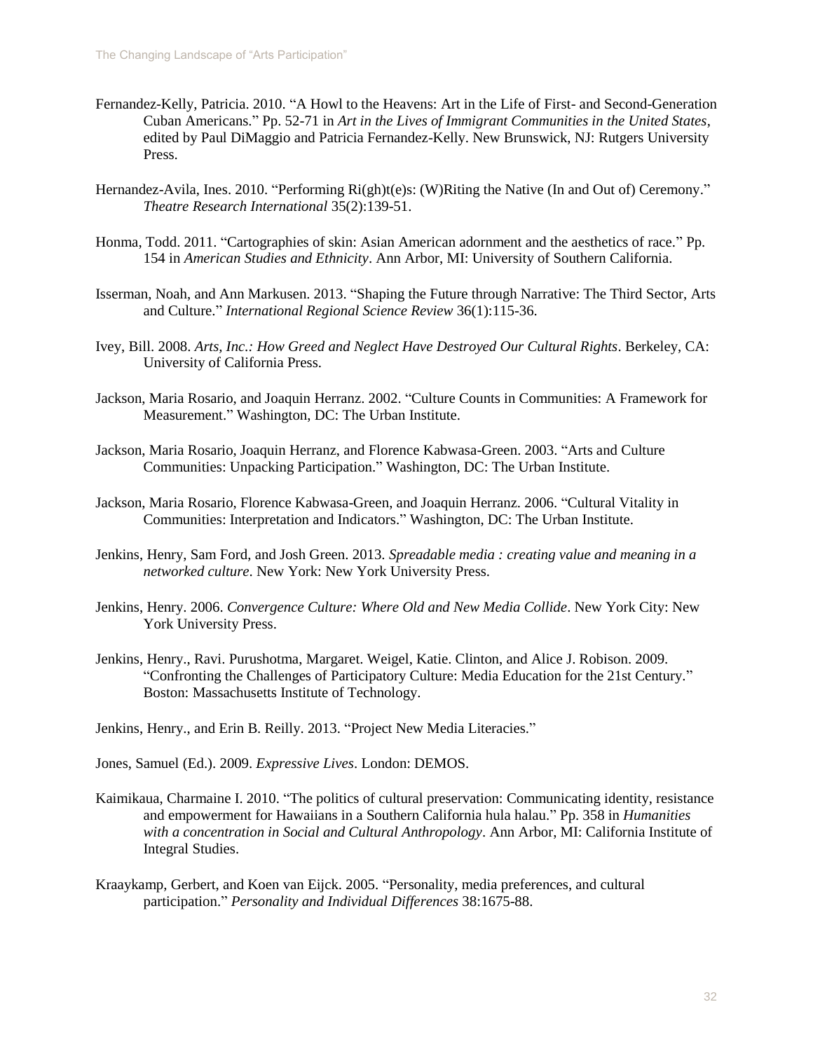Fernandez-Kelly, Patricia. 2010. "A Howl to the Heavens: Art in the Life of First- and Second-Generation Cuban Americans." Pp. 52-71 in *Art in the Lives of Immigrant Communities in the United States*, edited by Paul DiMaggio and Patricia Fernandez-Kelly. New Brunswick, NJ: Rutgers University Press.

Hernandez-Avila, Ines. 2010. "Performing Ri(gh)t(e)s: (W)Riting the Native (In and Out of) Ceremony." *Theatre Research International* 35(2):139-51.

Honma, Todd. 2011. "Cartographies of skin: Asian American adornment and the aesthetics of race." Pp. 154 in *American Studies and Ethnicity*. Ann Arbor, MI: University of Southern California.

Isserman, Noah, and Ann Markusen. 2013. "Shaping the Future through Narrative: The Third Sector, Arts and Culture." *International Regional Science Review* 36(1):115-36.

Ivey, Bill. 2008. *Arts, Inc.: How Greed and Neglect Have Destroyed Our Cultural Rights*. Berkeley, CA: University of California Press.

Jackson, Maria Rosario, and Joaquin Herranz. 2002. "Culture Counts in Communities: A Framework for Measurement." Washington, DC: The Urban Institute.

Jackson, Maria Rosario, Joaquin Herranz, and Florence Kabwasa-Green. 2003. "Arts and Culture Communities: Unpacking Participation." Washington, DC: The Urban Institute.

Jackson, Maria Rosario, Florence Kabwasa-Green, and Joaquin Herranz. 2006. "Cultural Vitality in Communities: Interpretation and Indicators." Washington, DC: The Urban Institute.

Jenkins, Henry, Sam Ford, and Josh Green. 2013. *Spreadable media : creating value and meaning in a networked culture*. New York: New York University Press.

Jenkins, Henry. 2006. *Convergence Culture: Where Old and New Media Collide*. New York City: New York University Press.

Jenkins, Henry., Ravi. Purushotma, Margaret. Weigel, Katie. Clinton, and Alice J. Robison. 2009. "Confronting the Challenges of Participatory Culture: Media Education for the 21st Century." Boston: Massachusetts Institute of Technology.

Jenkins, Henry., and Erin B. Reilly. 2013. "Project New Media Literacies."

Jones, Samuel (Ed.). 2009. *Expressive Lives*. London: DEMOS.

Kaimikaua, Charmaine I. 2010. "The politics of cultural preservation: Communicating identity, resistance and empowerment for Hawaiians in a Southern California hula halau." Pp. 358 in *Humanities with a concentration in Social and Cultural Anthropology*. Ann Arbor, MI: California Institute of Integral Studies.

Kraaykamp, Gerbert, and Koen van Eijck. 2005. "Personality, media preferences, and cultural participation." *Personality and Individual Differences* 38:1675-88.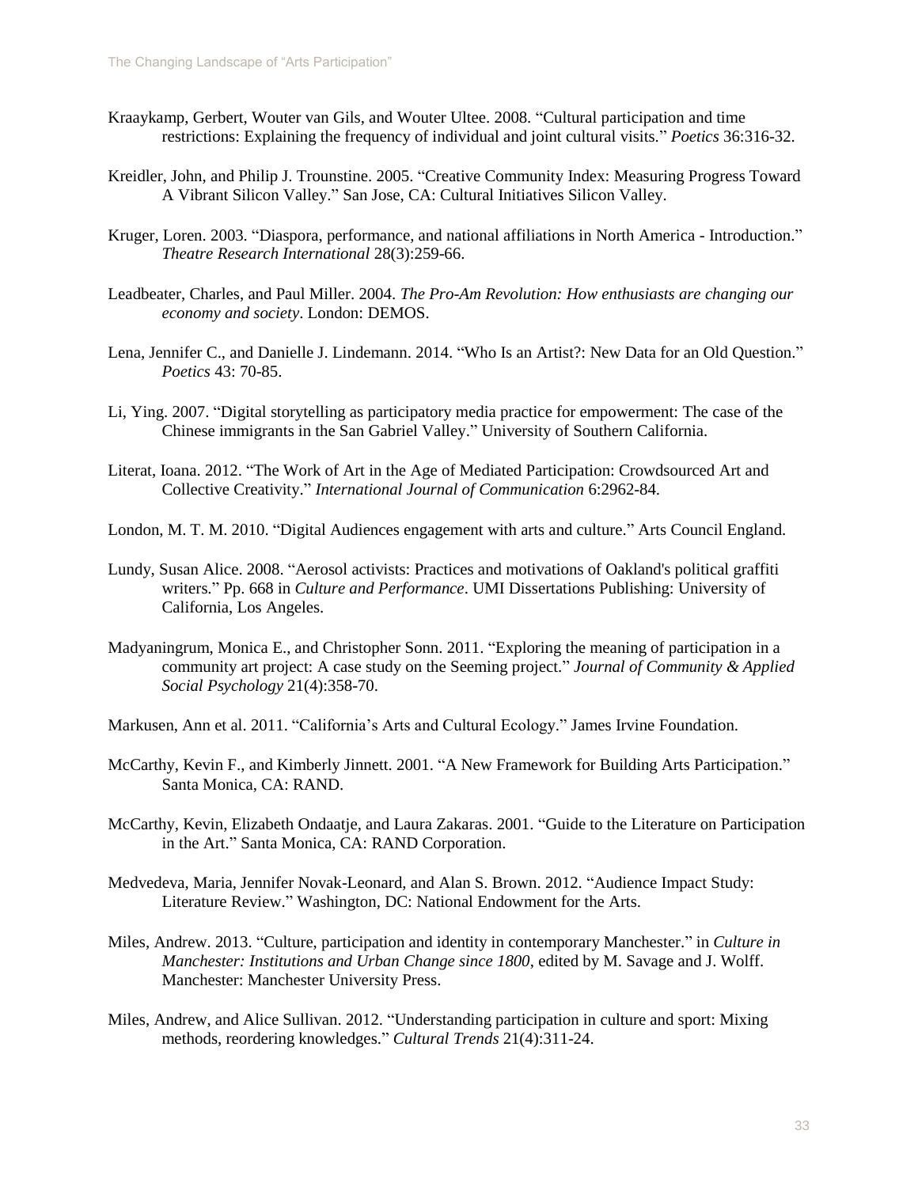Kraaykamp, Gerbert, Wouter van Gils, and Wouter Ultee. 2008. "Cultural participation and time restrictions: Explaining the frequency of individual and joint cultural visits." *Poetics* 36:316-32.

Kreidler, John, and Philip J. Trounstine. 2005. "Creative Community Index: Measuring Progress Toward A Vibrant Silicon Valley." San Jose, CA: Cultural Initiatives Silicon Valley.

Kruger, Loren. 2003. "Diaspora, performance, and national affiliations in North America - Introduction." *Theatre Research International* 28(3):259-66.

Leadbeater, Charles, and Paul Miller. 2004. *The Pro-Am Revolution: How enthusiasts are changing our economy and society*. London: DEMOS.

Lena, Jennifer C., and Danielle J. Lindemann. 2014. "Who Is an Artist?: New Data for an Old Question." *Poetics* 43: 70-85.

Li, Ying. 2007. "Digital storytelling as participatory media practice for empowerment: The case of the Chinese immigrants in the San Gabriel Valley." University of Southern California.

Literat, Ioana. 2012. "The Work of Art in the Age of Mediated Participation: Crowdsourced Art and Collective Creativity." *International Journal of Communication* 6:2962-84.

London, M. T. M. 2010. "Digital Audiences engagement with arts and culture." Arts Council England.

Lundy, Susan Alice. 2008. "Aerosol activists: Practices and motivations of Oakland's political graffiti writers." Pp. 668 in *Culture and Performance*. UMI Dissertations Publishing: University of California, Los Angeles.

Madyaningrum, Monica E., and Christopher Sonn. 2011. "Exploring the meaning of participation in a community art project: A case study on the Seeming project." *Journal of Community & Applied Social Psychology* 21(4):358-70.

Markusen, Ann et al. 2011. "California's Arts and Cultural Ecology." James Irvine Foundation.

McCarthy, Kevin F., and Kimberly Jinnett. 2001. "A New Framework for Building Arts Participation." Santa Monica, CA: RAND.

McCarthy, Kevin, Elizabeth Ondaatje, and Laura Zakaras. 2001. "Guide to the Literature on Participation in the Art." Santa Monica, CA: RAND Corporation.

Medvedeva, Maria, Jennifer Novak-Leonard, and Alan S. Brown. 2012. "Audience Impact Study: Literature Review." Washington, DC: National Endowment for the Arts.

Miles, Andrew. 2013. "Culture, participation and identity in contemporary Manchester." in *Culture in Manchester: Institutions and Urban Change since 1800*, edited by M. Savage and J. Wolff. Manchester: Manchester University Press.

Miles, Andrew, and Alice Sullivan. 2012. "Understanding participation in culture and sport: Mixing methods, reordering knowledges." *Cultural Trends* 21(4):311-24.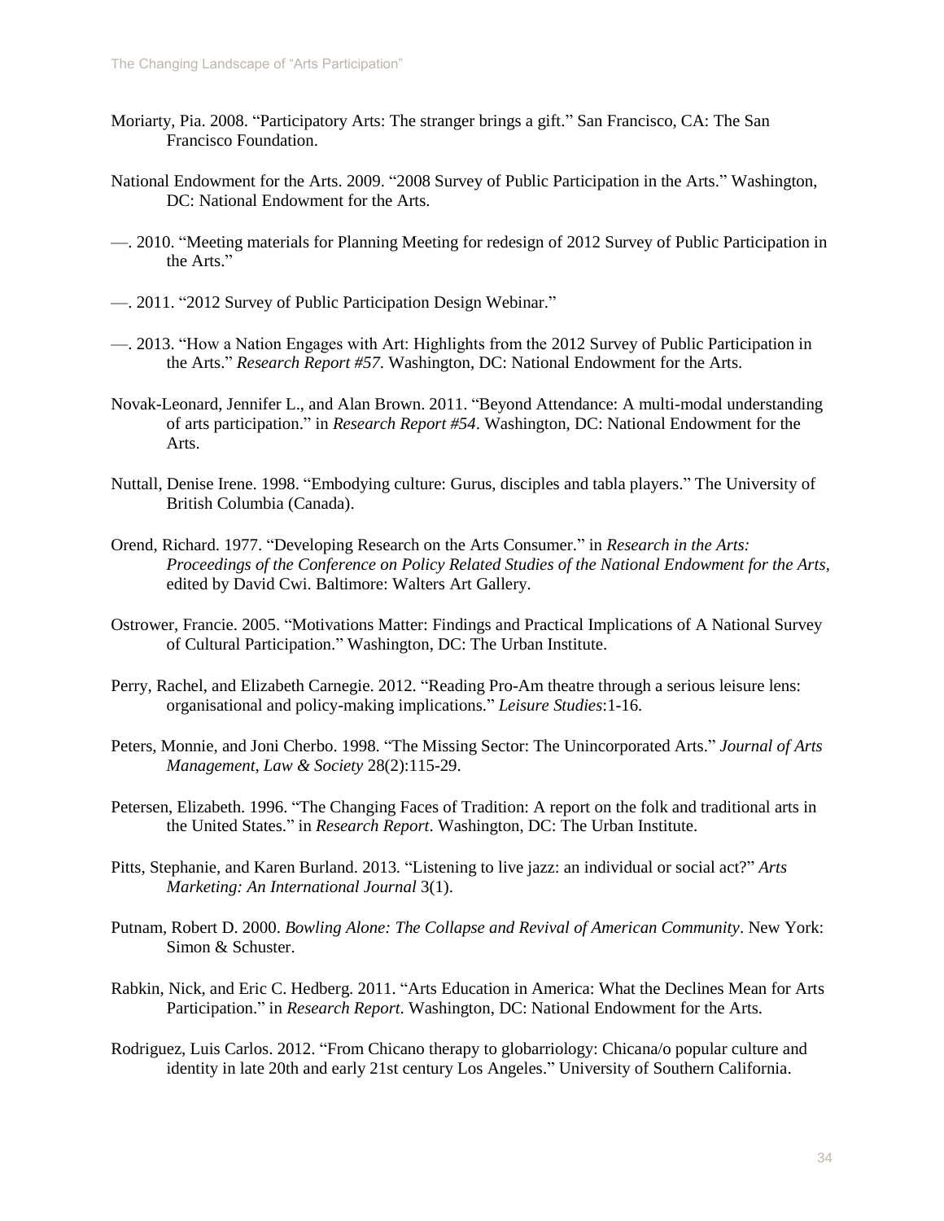Moriarty, Pia. 2008. “Participatory Arts: The stranger brings a gift.” San Francisco, CA: The San Francisco Foundation.

National Endowment for the Arts. 2009. “2008 Survey of Public Participation in the Arts.” Washington, DC: National Endowment for the Arts.

—. 2010. “Meeting materials for Planning Meeting for redesign of 2012 Survey of Public Participation in the Arts.”

—. 2011. “2012 Survey of Public Participation Design Webinar.”

—. 2013. “How a Nation Engages with Art: Highlights from the 2012 Survey of Public Participation in the Arts.” *Research Report #57*. Washington, DC: National Endowment for the Arts.

Novak-Leonard, Jennifer L., and Alan Brown. 2011. “Beyond Attendance: A multi-modal understanding of arts participation.” in *Research Report #54*. Washington, DC: National Endowment for the Arts.

Nuttall, Denise Irene. 1998. “Embodying culture: Gurus, disciples and tabla players.” The University of British Columbia (Canada).

Orend, Richard. 1977. “Developing Research on the Arts Consumer.” in *Research in the Arts: Proceedings of the Conference on Policy Related Studies of the National Endowment for the Arts*, edited by David Cwi. Baltimore: Walters Art Gallery.

Ostrower, Francie. 2005. “Motivations Matter: Findings and Practical Implications of A National Survey of Cultural Participation.” Washington, DC: The Urban Institute.

Perry, Rachel, and Elizabeth Carnegie. 2012. “Reading Pro-Am theatre through a serious leisure lens: organisational and policy-making implications.” *Leisure Studies*:1-16.

Peters, Monnie, and Joni Cherbo. 1998. “The Missing Sector: The Unincorporated Arts.” *Journal of Arts Management, Law & Society* 28(2):115-29.

Petersen, Elizabeth. 1996. “The Changing Faces of Tradition: A report on the folk and traditional arts in the United States.” in *Research Report*. Washington, DC: The Urban Institute.

Pitts, Stephanie, and Karen Burland. 2013. “Listening to live jazz: an individual or social act?” *Arts Marketing: An International Journal* 3(1).

Putnam, Robert D. 2000. *Bowling Alone: The Collapse and Revival of American Community*. New York: Simon & Schuster.

Rabkin, Nick, and Eric C. Hedberg. 2011. “Arts Education in America: What the Declines Mean for Arts Participation.” in *Research Report*. Washington, DC: National Endowment for the Arts.

Rodriguez, Luis Carlos. 2012. “From Chicano therapy to globarriology: Chicana/o popular culture and identity in late 20th and early 21st century Los Angeles.” University of Southern California.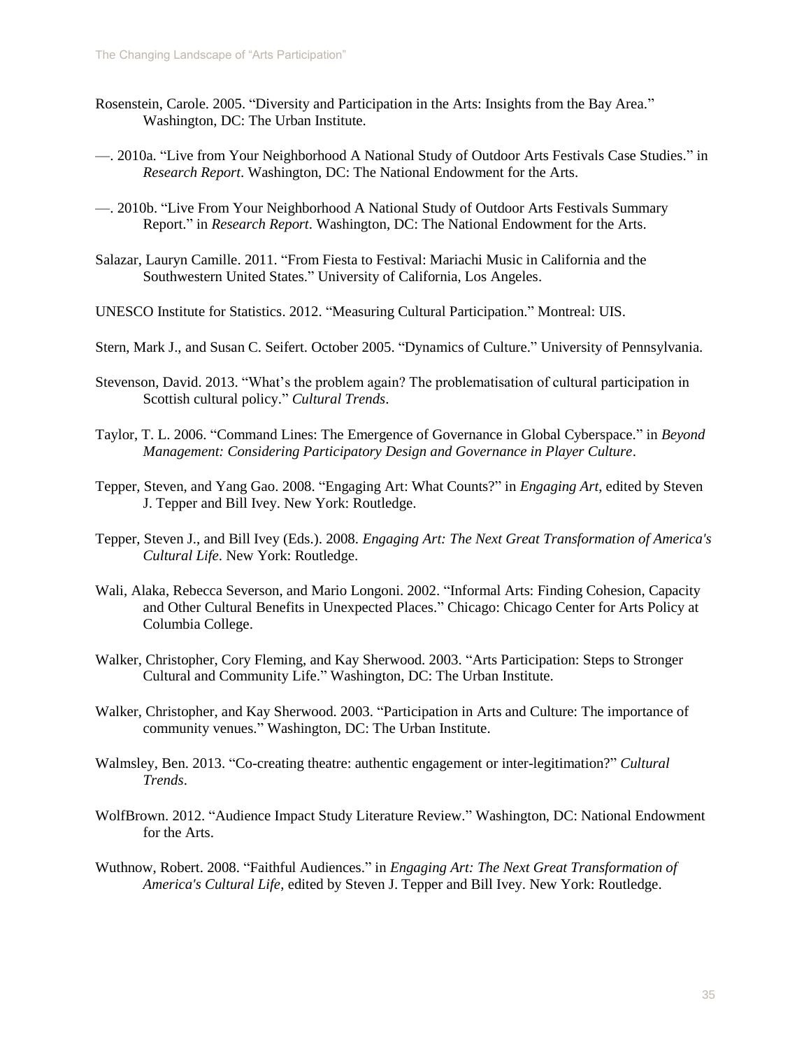Rosenstein, Carole. 2005. "Diversity and Participation in the Arts: Insights from the Bay Area." Washington, DC: The Urban Institute.

—. 2010a. "Live from Your Neighborhood A National Study of Outdoor Arts Festivals Case Studies." in *Research Report*. Washington, DC: The National Endowment for the Arts.

—. 2010b. "Live From Your Neighborhood A National Study of Outdoor Arts Festivals Summary Report." in *Research Report*. Washington, DC: The National Endowment for the Arts.

Salazar, Lauryn Camille. 2011. "From Fiesta to Festival: Mariachi Music in California and the Southwestern United States." University of California, Los Angeles.

UNESCO Institute for Statistics. 2012. "Measuring Cultural Participation." Montreal: UIS.

Stern, Mark J., and Susan C. Seifert. October 2005. "Dynamics of Culture." University of Pennsylvania.

Stevenson, David. 2013. "What's the problem again? The problematisation of cultural participation in Scottish cultural policy." *Cultural Trends*.

Taylor, T. L. 2006. "Command Lines: The Emergence of Governance in Global Cyberspace." in *Beyond Management: Considering Participatory Design and Governance in Player Culture*.

Tepper, Steven, and Yang Gao. 2008. "Engaging Art: What Counts?" in *Engaging Art*, edited by Steven J. Tepper and Bill Ivey. New York: Routledge.

Tepper, Steven J., and Bill Ivey (Eds.). 2008. *Engaging Art: The Next Great Transformation of America's Cultural Life*. New York: Routledge.

Wali, Alaka, Rebecca Severson, and Mario Longoni. 2002. "Informal Arts: Finding Cohesion, Capacity and Other Cultural Benefits in Unexpected Places." Chicago: Chicago Center for Arts Policy at Columbia College.

Walker, Christopher, Cory Fleming, and Kay Sherwood. 2003. "Arts Participation: Steps to Stronger Cultural and Community Life." Washington, DC: The Urban Institute.

Walker, Christopher, and Kay Sherwood. 2003. "Participation in Arts and Culture: The importance of community venues." Washington, DC: The Urban Institute.

Walmsley, Ben. 2013. "Co-creating theatre: authentic engagement or inter-legitimation?" *Cultural Trends*.

WolfBrown. 2012. "Audience Impact Study Literature Review." Washington, DC: National Endowment for the Arts.

Wuthnow, Robert. 2008. "Faithful Audiences." in *Engaging Art: The Next Great Transformation of America's Cultural Life*, edited by Steven J. Tepper and Bill Ivey. New York: Routledge.